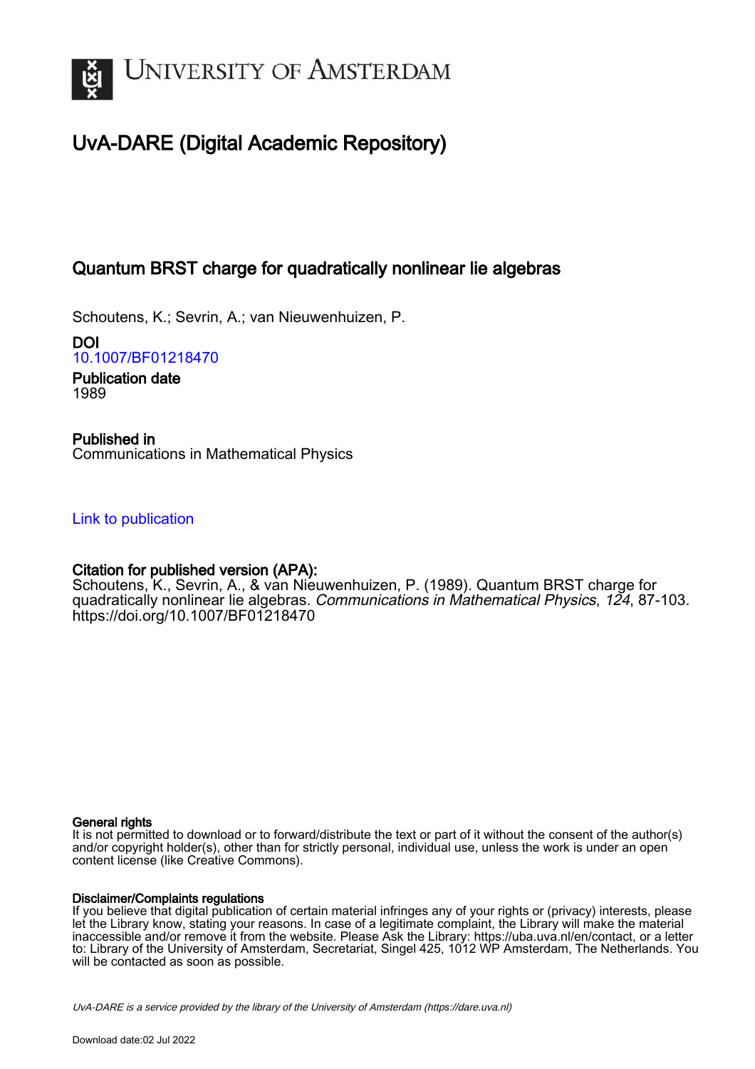# UvA-DARE (Digital Academic Repository)

## Quantum BRST charge for quadratically nonlinear lie algebras

Schoutens, K.; Sevrin, A.; van Nieuwenhuizen, P.

**DOI**
10.1007/BF01218470

**Publication date**
1989

**Published in**
Communications in Mathematical Physics

Link to publication

**Citation for published version (APA):**
Schoutens, K., Sevrin, A., & van Nieuwenhuizen, P. (1989). Quantum BRST charge for quadratically nonlinear lie algebras. *Communications in Mathematical Physics*, *124*, 87-103. https://doi.org/10.1007/BF01218470

**General rights**
It is not permitted to download or to forward/distribute the text or part of it without the consent of the author(s) and/or copyright holder(s), other than for strictly personal, individual use, unless the work is under an open content license (like Creative Commons).

**Disclaimer/Complaints regulations**
If you believe that digital publication of certain material infringes any of your rights or (privacy) interests, please let the Library know, stating your reasons. In case of a legitimate complaint, the Library will make the material inaccessible and/or remove it from the website. Please Ask the Library: https://uba.uva.nl/en/contact, or a letter to: Library of the University of Amsterdam, Secretariat, Singel 425, 1012 WP Amsterdam, The Netherlands. You will be contacted as soon as possible.

UvA-DARE is a service provided by the library of the University of Amsterdam (https://dare.uva.nl)

Download date:02 Jul 2022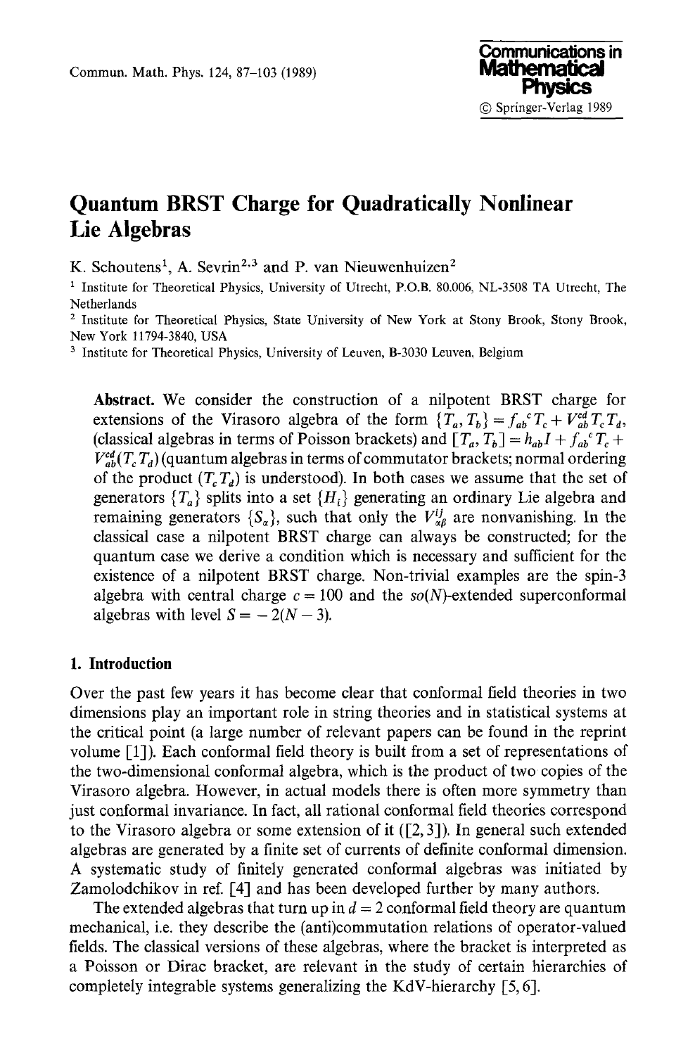# Quantum BRST Charge for Quadratically Nonlinear Lie Algebras

K. Schoutens[1], A. Sevrin[2,3] and P. van Nieuwenhuizen[2]

[1] Institute for Theoretical Physics, University of Utrecht, P.O.B. 80.006, NL-3508 TA Utrecht, The Netherlands

[2] Institute for Theoretical Physics, State University of New York at Stony Brook, Stony Brook, New York 11794-3840, USA

[3] Institute for Theoretical Physics, University of Leuven, B-3030 Leuven, Belgium

**Abstract.** We consider the construction of a nilpotent BRST charge for extensions of the Virasoro algebra of the form $\{T_a, T_b\} = f_{ab}{}^c T_c + V_{ab}^{cd} T_c T_d$, (classical algebras in terms of Poisson brackets) and $[T_a, T_b] = h_{ab} I + f_{ab}{}^c T_c + V_{ab}^{cd}(T_c T_d)$ (quantum algebras in terms of commutator brackets; normal ordering of the product $(T_c T_d)$ is understood). In both cases we assume that the set of generators $\{T_a\}$ splits into a set $\{H_i\}$ generating an ordinary Lie algebra and remaining generators $\{S_\alpha\}$, such that only the $V_{\alpha\beta}^{ij}$ are nonvanishing. In the classical case a nilpotent BRST charge can always be constructed; for the quantum case we derive a condition which is necessary and sufficient for the existence of a nilpotent BRST charge. Non-trivial examples are the spin-3 algebra with central charge $c = 100$ and the $so(N)$-extended superconformal algebras with level $S = -2(N-3)$.

## 1. Introduction

Over the past few years it has become clear that conformal field theories in two dimensions play an important role in string theories and in statistical systems at the critical point (a large number of relevant papers can be found in the reprint volume [1]). Each conformal field theory is built from a set of representations of the two-dimensional conformal algebra, which is the product of two copies of the Virasoro algebra. However, in actual models there is often more symmetry than just conformal invariance. In fact, all rational conformal field theories correspond to the Virasoro algebra or some extension of it ([2, 3]). In general such extended algebras are generated by a finite set of currents of definite conformal dimension. A systematic study of finitely generated conformal algebras was initiated by Zamolodchikov in ref. [4] and has been developed further by many authors.

The extended algebras that turn up in $d = 2$ conformal field theory are quantum mechanical, i.e. they describe the (anti)commutation relations of operator-valued fields. The classical versions of these algebras, where the bracket is interpreted as a Poisson or Dirac bracket, are relevant in the study of certain hierarchies of completely integrable systems generalizing the KdV-hierarchy [5, 6].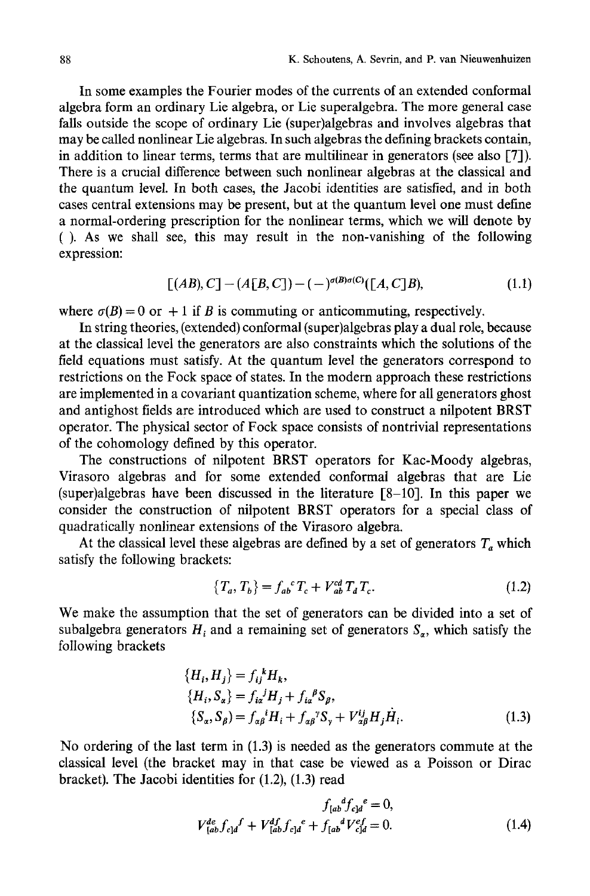In some examples the Fourier modes of the currents of an extended conformal algebra form an ordinary Lie algebra, or Lie superalgebra. The more general case falls outside the scope of ordinary Lie (super)algebras and involves algebras that may be called nonlinear Lie algebras. In such algebras the defining brackets contain, in addition to linear terms, terms that are multilinear in generators (see also [7]). There is a crucial difference between such nonlinear algebras at the classical and the quantum level. In both cases, the Jacobi identities are satisfied, and in both cases central extensions may be present, but at the quantum level one must define a normal-ordering prescription for the nonlinear terms, which we will denote by ( ). As we shall see, this may result in the non-vanishing of the following expression:

$$[(AB), C] - (A[B, C]) - (-)^{\sigma(B)\sigma(C)}([A, C]B), \tag{1.1}$$

where $\sigma(B) = 0$ or $+1$ if $B$ is commuting or anticommuting, respectively.

In string theories, (extended) conformal (super)algebras play a dual role, because at the classical level the generators are also constraints which the solutions of the field equations must satisfy. At the quantum level the generators correspond to restrictions on the Fock space of states. In the modern approach these restrictions are implemented in a covariant quantization scheme, where for all generators ghost and antighost fields are introduced which are used to construct a nilpotent BRST operator. The physical sector of Fock space consists of nontrivial representations of the cohomology defined by this operator.

The constructions of nilpotent BRST operators for Kac-Moody algebras, Virasoro algebras and for some extended conformal algebras that are Lie (super)algebras have been discussed in the literature [8–10]. In this paper we consider the construction of nilpotent BRST operators for a special class of quadratically nonlinear extensions of the Virasoro algebra.

At the classical level these algebras are defined by a set of generators $T_a$ which satisfy the following brackets:

$$\{T_a, T_b\} = f_{ab}{}^c T_c + V_{ab}^{cd} T_d T_c. \tag{1.2}$$

We make the assumption that the set of generators can be divided into a set of subalgebra generators $H_i$ and a remaining set of generators $S_\alpha$, which satisfy the following brackets

$$\begin{aligned}
\{H_i, H_j\} &= f_{ij}{}^k H_k, \\
\{H_i, S_\alpha\} &= f_{i\alpha}{}^j H_j + f_{i\alpha}{}^\beta S_\beta, \\
\{S_\alpha, S_\beta\} &= f_{\alpha\beta}{}^i H_i + f_{\alpha\beta}{}^\gamma S_\gamma + V_{\alpha\beta}^{ij} H_j H_i.
\end{aligned} \tag{1.3}$$

No ordering of the last term in (1.3) is needed as the generators commute at the classical level (the bracket may in that case be viewed as a Poisson or Dirac bracket). The Jacobi identities for (1.2), (1.3) read

$$\begin{aligned}
f_{[ab}{}^d f_{c]d}{}^e &= 0, \\
V_{[ab}^{de} f_{c]d}{}^f + V_{[ab}^{df} f_{c]d}{}^e + f_{[ab}{}^d V_{c]d}^{ef} &= 0.
\end{aligned} \tag{1.4}$$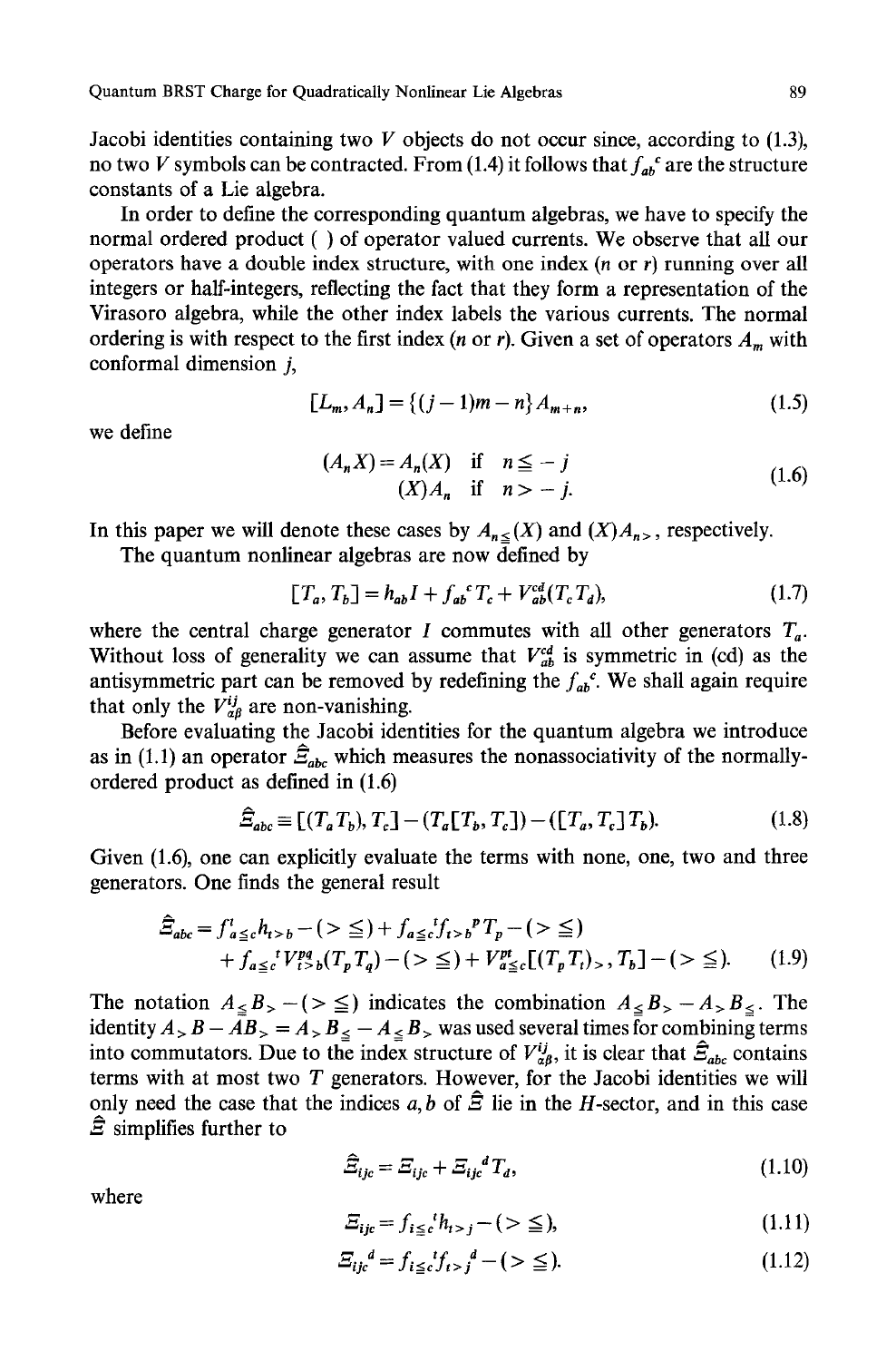Jacobi identities containing two $V$ objects do not occur since, according to (1.3), no two $V$ symbols can be contracted. From (1.4) it follows that $f_{ab}{}^c$ are the structure constants of a Lie algebra.

In order to define the corresponding quantum algebras, we have to specify the normal ordered product ( ) of operator valued currents. We observe that all our operators have a double index structure, with one index ($n$ or $r$) running over all integers or half-integers, reflecting the fact that they form a representation of the Virasoro algebra, while the other index labels the various currents. The normal ordering is with respect to the first index ($n$ or $r$). Given a set of operators $A_m$ with conformal dimension $j$,

$$[L_m, A_n] = \{(j-1)m - n\} A_{m+n}, \tag{1.5}$$

we define

$$\begin{aligned}(A_n X) = A_n(X) \quad &\text{if} \quad n \leqq -j \\ (X)A_n \quad &\text{if} \quad n > -j.\end{aligned} \tag{1.6}$$

In this paper we will denote these cases by $A_{n\leqq}(X)$ and $(X)A_{n>}$, respectively.

The quantum nonlinear algebras are now defined by

$$[T_a, T_b] = h_{ab} I + f_{ab}{}^c T_c + V_{ab}^{cd}(T_c T_d), \tag{1.7}$$

where the central charge generator $I$ commutes with all other generators $T_a$. Without loss of generality we can assume that $V_{ab}^{cd}$ is symmetric in (cd) as the antisymmetric part can be removed by redefining the $f_{ab}{}^c$. We shall again require that only the $V_{\alpha\beta}^{ij}$ are non-vanishing.

Before evaluating the Jacobi identities for the quantum algebra we introduce as in (1.1) an operator $\hat{\Xi}_{abc}$ which measures the nonassociativity of the normally-ordered product as defined in (1.6)

$$\hat{\Xi}_{abc} \equiv [(T_a T_b), T_c] - (T_a[T_b, T_c]) - ([T_a, T_c] T_b). \tag{1.8}$$

Given (1.6), one can explicitly evaluate the terms with none, one, two and three generators. One finds the general result

$$\begin{aligned}\hat{\Xi}_{abc} = &f^t_{a\leqq c} h_{t>b} - (> \leqq) + f_{a\leqq c}{}^t f_{t>b}{}^p T_p - (> \leqq) \\ &+ f_{a\leqq c}{}^t V^{pq}_{t>b}(T_p T_q) - (> \leqq) + V^{pt}_{a\leqq c}[(T_p T_t)_>, T_b] - (> \leqq).\end{aligned} \tag{1.9}$$

The notation $A_{\leqq} B_> - (> \leqq)$ indicates the combination $A_{\leqq} B_> - A_> B_{\leqq}$. The identity $A_> B - AB_> = A_> B_{\leqq} - A_{\leqq} B_>$ was used several times for combining terms into commutators. Due to the index structure of $V_{\alpha\beta}^{ij}$, it is clear that $\hat{\Xi}_{abc}$ contains terms with at most two $T$ generators. However, for the Jacobi identities we will only need the case that the indices $a, b$ of $\hat{\Xi}$ lie in the $H$-sector, and in this case $\hat{\Xi}$ simplifies further to

$$\hat{\Xi}_{ijc} = \Xi_{ijc} + \Xi_{ijc}{}^d T_d, \tag{1.10}$$

where

$$\Xi_{ijc} = f_{i\leqq c}{}^t h_{t>j} - (> \leqq), \tag{1.11}$$

$$\Xi_{ijc}{}^d = f_{i\leqq c}{}^t f_{t>j}{}^d - (> \leqq). \tag{1.12}$$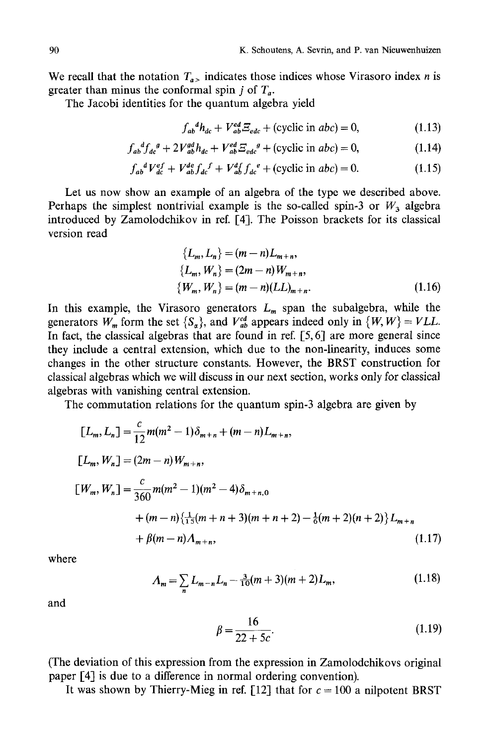We recall that the notation $T_{a>}$ indicates those indices whose Virasoro index $n$ is greater than minus the conformal spin $j$ of $T_a$.

The Jacobi identities for the quantum algebra yield

$$f_{ab}{}^{d}h_{dc} + V_{ab}^{ed}\Xi_{edc} + (\text{cyclic in } abc) = 0, \tag{1.13}$$

$$f_{ab}{}^{d}f_{dc}{}^{g} + 2V_{ab}^{gd}h_{dc} + V_{ab}^{ed}\Xi_{edc}{}^{g} + (\text{cyclic in } abc) = 0, \tag{1.14}$$

$$f_{ab}{}^{d}V_{dc}^{ef} + V_{ab}^{de}f_{dc}{}^{f} + V_{ab}^{df}f_{dc}{}^{e} + (\text{cyclic in } abc) = 0. \tag{1.15}$$

Let us now show an example of an algebra of the type we described above. Perhaps the simplest nontrivial example is the so-called spin-3 or $W_3$ algebra introduced by Zamolodchikov in ref. [4]. The Poisson brackets for its classical version read

$$\begin{aligned}
\{L_m, L_n\} &= (m-n)L_{m+n}, \\
\{L_m, W_n\} &= (2m-n)W_{m+n}, \\
\{W_m, W_n\} &= (m-n)(LL)_{m+n}.
\end{aligned} \tag{1.16}$$

In this example, the Virasoro generators $L_m$ span the subalgebra, while the generators $W_m$ form the set $\{S_\alpha\}$, and $V_{ab}^{cd}$ appears indeed only in $\{W, W\} = VLL$. In fact, the classical algebras that are found in ref. [5,6] are more general since they include a central extension, which due to the non-linearity, induces some changes in the other structure constants. However, the BRST construction for classical algebras which we will discuss in our next section, works only for classical algebras with vanishing central extension.

The commutation relations for the quantum spin-3 algebra are given by

$$\begin{aligned}
[L_m, L_n] &= \frac{c}{12}m(m^2-1)\delta_{m+n} + (m-n)L_{m+n}, \\
[L_m, W_n] &= (2m-n)W_{m+n}, \\
[W_m, W_n] &= \frac{c}{360}m(m^2-1)(m^2-4)\delta_{m+n,0} \\
&\quad + (m-n)\{\tfrac{1}{15}(m+n+3)(m+n+2) - \tfrac{1}{6}(m+2)(n+2)\}L_{m+n} \\
&\quad + \beta(m-n)\Lambda_{m+n},
\end{aligned} \tag{1.17}$$

where

$$\Lambda_m = \sum_n L_{m-n}L_n - \tfrac{3}{10}(m+3)(m+2)L_m, \tag{1.18}$$

and

$$\beta = \frac{16}{22+5c}. \tag{1.19}$$

(The deviation of this expression from the expression in Zamolodchikovs original paper [4] is due to a difference in normal ordering convention).

It was shown by Thierry-Mieg in ref. [12] that for $c = 100$ a nilpotent BRST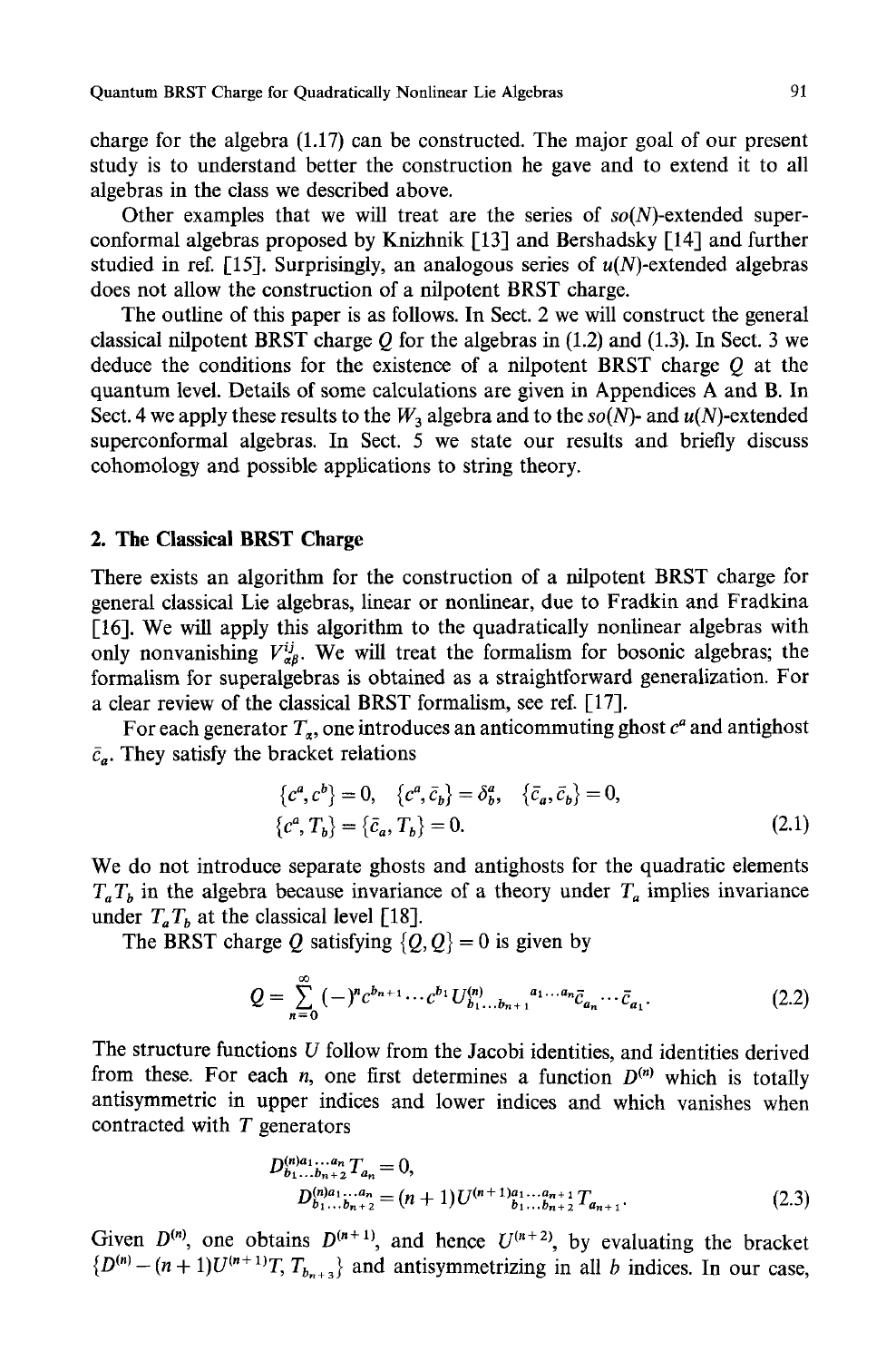charge for the algebra (1.17) can be constructed. The major goal of our present study is to understand better the construction he gave and to extend it to all algebras in the class we described above.

Other examples that we will treat are the series of $so(N)$-extended superconformal algebras proposed by Knizhnik [13] and Bershadsky [14] and further studied in ref. [15]. Surprisingly, an analogous series of $u(N)$-extended algebras does not allow the construction of a nilpotent BRST charge.

The outline of this paper is as follows. In Sect. 2 we will construct the general classical nilpotent BRST charge $Q$ for the algebras in (1.2) and (1.3). In Sect. 3 we deduce the conditions for the existence of a nilpotent BRST charge $Q$ at the quantum level. Details of some calculations are given in Appendices A and B. In Sect. 4 we apply these results to the $W_3$ algebra and to the $so(N)$- and $u(N)$-extended superconformal algebras. In Sect. 5 we state our results and briefly discuss cohomology and possible applications to string theory.

## 2. The Classical BRST Charge

There exists an algorithm for the construction of a nilpotent BRST charge for general classical Lie algebras, linear or nonlinear, due to Fradkin and Fradkina [16]. We will apply this algorithm to the quadratically nonlinear algebras with only nonvanishing $V^{ij}_{\alpha\beta}$. We will treat the formalism for bosonic algebras; the formalism for superalgebras is obtained as a straightforward generalization. For a clear review of the classical BRST formalism, see ref. [17].

For each generator $T_\alpha$, one introduces an anticommuting ghost $c^a$ and antighost $\bar{c}_a$. They satisfy the bracket relations

$$\begin{aligned}
&\{c^a, c^b\} = 0, \quad \{c^a, \bar{c}_b\} = \delta^a_b, \quad \{\bar{c}_a, \bar{c}_b\} = 0, \\
&\{c^a, T_b\} = \{\bar{c}_a, T_b\} = 0.
\end{aligned} \tag{2.1}$$

We do not introduce separate ghosts and antighosts for the quadratic elements $T_a T_b$ in the algebra because invariance of a theory under $T_a$ implies invariance under $T_a T_b$ at the classical level [18].

The BRST charge $Q$ satisfying $\{Q, Q\} = 0$ is given by

$$Q = \sum_{n=0}^{\infty} (-)^n c^{b_{n+1}} \cdots c^{b_1} U^{(n)}_{b_1 \ldots b_{n+1}}{}^{a_1 \ldots a_n} \bar{c}_{a_n} \cdots \bar{c}_{a_1}. \tag{2.2}$$

The structure functions $U$ follow from the Jacobi identities, and identities derived from these. For each $n$, one first determines a function $D^{(n)}$ which is totally antisymmetric in upper indices and lower indices and which vanishes when contracted with $T$ generators

$$\begin{aligned}
&D^{(n)a_1 \ldots a_n}_{b_1 \ldots b_{n+2}} T_{a_n} = 0, \\
&D^{(n)a_1 \ldots a_n}_{b_1 \ldots b_{n+2}} = (n+1) U^{(n+1)a_1 \ldots a_{n+1}}_{b_1 \ldots b_{n+2}} T_{a_{n+1}}.
\end{aligned} \tag{2.3}$$

Given $D^{(n)}$, one obtains $D^{(n+1)}$, and hence $U^{(n+2)}$, by evaluating the bracket $\{D^{(n)} - (n+1) U^{(n+1)} T, T_{b_{n+3}}\}$ and antisymmetrizing in all $b$ indices. In our case,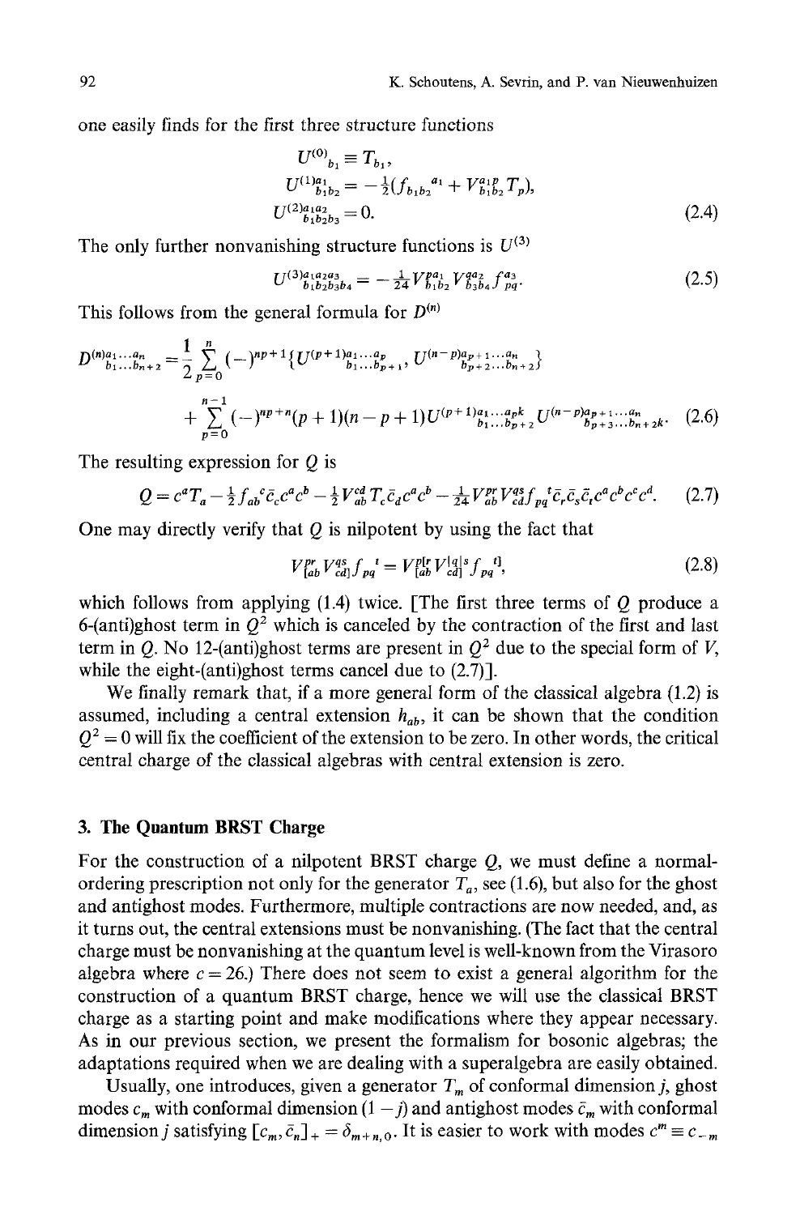one easily finds for the first three structure functions

$$U^{(0)}{}_{b_1} \equiv T_{b_1},$$
$$U^{(1)}{}^{a_1}_{b_1b_2} = -\tfrac{1}{2}(f_{b_1b_2}{}^{a_1} + V^{a_1p}_{b_1b_2}T_p),$$
$$U^{(2)}{}^{a_1a_2}_{b_1b_2b_3} = 0. \tag{2.4}$$

The only further nonvanishing structure functions is $U^{(3)}$

$$U^{(3)}{}^{a_1a_2a_3}_{b_1b_2b_3b_4} = -\tfrac{1}{24}V^{pa_1}_{b_1b_2}V^{qa_2}_{b_3b_4}f_{pq}^{a_3}. \tag{2.5}$$

This follows from the general formula for $D^{(n)}$

$$D^{(n)}{}^{a_1\ldots a_n}_{b_1\ldots b_{n+2}} = \frac{1}{2}\sum_{p=0}^{n}(-)^{np+1}\{U^{(p+1)}{}^{a_1\ldots a_p}_{b_1\ldots b_{p+1}}, U^{(n-p)}{}^{a_{p+1}\ldots a_n}_{b_{p+2}\ldots b_{n+2}}\}$$
$$+\sum_{p=0}^{n-1}(-)^{np+n}(p+1)(n-p+1)U^{(p+1)}{}^{a_1\ldots a_pk}_{b_1\ldots b_{p+2}}U^{(n-p)}{}^{a_{p+1}\ldots a_n}_{b_{p+3}\ldots b_{n+2}k}. \tag{2.6}$$

The resulting expression for $Q$ is

$$Q = c^aT_a - \tfrac{1}{2}f_{ab}{}^c\bar{c}_cc^ac^b - \tfrac{1}{2}V^{cd}_{ab}T_c\bar{c}_dc^ac^b - \tfrac{1}{24}V^{pr}_{ab}V^{qs}_{cd}f_{pq}{}^t\bar{c}_r\bar{c}_s\bar{c}_tc^ac^bc^cc^d. \tag{2.7}$$

One may directly verify that $Q$ is nilpotent by using the fact that

$$V^{pr}_{[ab}V^{qs}_{cd]}f_{pq}{}^t = V^{p[r}_{[ab}V^{|q|s}_{cd]}f_{pq}{}^{t]}, \tag{2.8}$$

which follows from applying (1.4) twice. [The first three terms of $Q$ produce a 6-(anti)ghost term in $Q^2$ which is canceled by the contraction of the first and last term in $Q$. No 12-(anti)ghost terms are present in $Q^2$ due to the special form of $V$, while the eight-(anti)ghost terms cancel due to (2.7)].

We finally remark that, if a more general form of the classical algebra (1.2) is assumed, including a central extension $h_{ab}$, it can be shown that the condition $Q^2 = 0$ will fix the coefficient of the extension to be zero. In other words, the critical central charge of the classical algebras with central extension is zero.

## 3. The Quantum BRST Charge

For the construction of a nilpotent BRST charge $Q$, we must define a normal-ordering prescription not only for the generator $T_a$, see (1.6), but also for the ghost and antighost modes. Furthermore, multiple contractions are now needed, and, as it turns out, the central extensions must be nonvanishing. (The fact that the central charge must be nonvanishing at the quantum level is well-known from the Virasoro algebra where $c = 26$.) There does not seem to exist a general algorithm for the construction of a quantum BRST charge, hence we will use the classical BRST charge as a starting point and make modifications where they appear necessary. As in our previous section, we present the formalism for bosonic algebras; the adaptations required when we are dealing with a superalgebra are easily obtained.

Usually, one introduces, given a generator $T_m$ of conformal dimension $j$, ghost modes $c_m$ with conformal dimension $(1-j)$ and antighost modes $\bar{c}_m$ with conformal dimension $j$ satisfying $[c_m, \bar{c}_n]_+ = \delta_{m+n,0}$. It is easier to work with modes $c^m \equiv c_{-m}$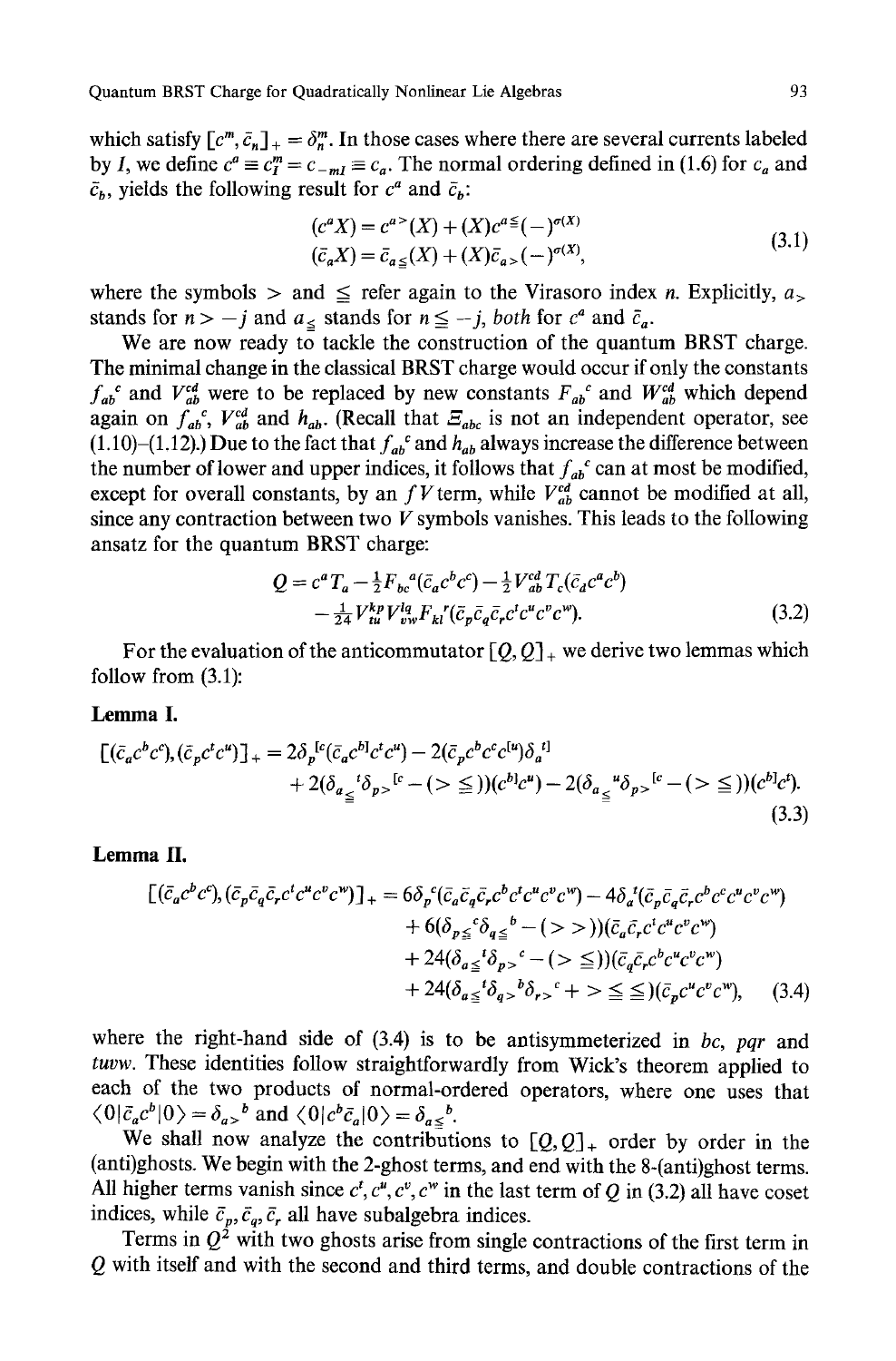which satisfy $[c^m, \bar{c}_n]_+ = \delta^m_n$. In those cases where there are several currents labeled by $I$, we define $c^a \equiv c^m_I = c_{-mI} \equiv c_a$. The normal ordering defined in (1.6) for $c_a$ and $\bar{c}_b$, yields the following result for $c^a$ and $\bar{c}_b$:

$$
\begin{aligned}
(c^a X) &= c^{a>}(X) + (X)c^{a\leqq}(-)^{\sigma(X)} \\
(\bar{c}_a X) &= \bar{c}_{a\leqq}(X) + (X)\bar{c}_{a>}(-)^{\sigma(X)},
\end{aligned}
\tag{3.1}
$$

where the symbols $>$ and $\leqq$ refer again to the Virasoro index $n$. Explicitly, $a_>$ stands for $n > -j$ and $a_\leqq$ stands for $n \leqq -j$, *both* for $c^a$ and $\bar{c}_a$.

We are now ready to tackle the construction of the quantum BRST charge. The minimal change in the classical BRST charge would occur if only the constants $f_{ab}{}^c$ and $V^{cd}_{ab}$ were to be replaced by new constants $F_{ab}{}^c$ and $W^{cd}_{ab}$ which depend again on $f_{ab}{}^c$, $V^{cd}_{ab}$ and $h_{ab}$. (Recall that $\Xi_{abc}$ is not an independent operator, see (1.10)–(1.12).) Due to the fact that $f_{ab}{}^c$ and $h_{ab}$ always increase the difference between the number of lower and upper indices, it follows that $f_{ab}{}^c$ can at most be modified, except for overall constants, by an $fV$ term, while $V^{cd}_{ab}$ cannot be modified at all, since any contraction between two $V$ symbols vanishes. This leads to the following ansatz for the quantum BRST charge:

$$
\begin{aligned}
Q = c^a T_a - \tfrac{1}{2} F_{bc}{}^a(\bar{c}_a c^b c^c) - \tfrac{1}{2} V^{cd}_{ab} T_c(\bar{c}_d c^a c^b) \\
- \tfrac{1}{24} V^{kp}_{tu} V^{lq}_{vw} F_{kl}{}^r(\bar{c}_p \bar{c}_q \bar{c}_r c^t c^u c^v c^w).
\end{aligned}
\tag{3.2}
$$

For the evaluation of the anticommutator $[Q, Q]_+$ we derive two lemmas which follow from (3.1):

**Lemma I.**

$$
\begin{aligned}
[(\bar{c}_a c^b c^c), (\bar{c}_p c^t c^u)]_+ &= 2\delta_p{}^{[c}(\bar{c}_a c^{b]} c^t c^u) - 2(\bar{c}_p c^b c^c c^{[u})\delta_a{}^{t]} \\
&\quad + 2(\delta_{a_\leqq}{}^t \delta_{p>}{}^{[c} - (> \leqq))(c^{b]} c^u) - 2(\delta_{a_\leqq}{}^u \delta_{p>}{}^{[c} - (> \leqq))(c^{b]} c^t).
\end{aligned}
\tag{3.3}
$$

**Lemma II.**

$$
\begin{aligned}
[(\bar{c}_a c^b c^c), (\bar{c}_p \bar{c}_q \bar{c}_r c^t c^u c^v c^w)]_+ &= 6\delta_p{}^c(\bar{c}_a \bar{c}_q \bar{c}_r c^b c^t c^u c^v c^w) - 4\delta_a{}^t(\bar{c}_p \bar{c}_q \bar{c}_r c^b c^c c^u c^v c^w) \\
&\quad + 6(\delta_{p\leqq}{}^c \delta_{q\leqq}{}^b - (> >))(\bar{c}_a \bar{c}_r c^t c^u c^v c^w) \\
&\quad + 24(\delta_{a\leqq}{}^t \delta_{p>}{}^c - (> \leqq))(\bar{c}_q \bar{c}_r c^b c^u c^v c^w) \\
&\quad + 24(\delta_{a\leqq}{}^t \delta_{q>}{}^b \delta_{r>}{}^c + > \leqq \leqq)(\bar{c}_p c^u c^v c^w),
\end{aligned}
\tag{3.4}
$$

where the right-hand side of (3.4) is to be antisymmeterized in $bc$, $pqr$ and $tuvw$. These identities follow straightforwardly from Wick's theorem applied to each of the two products of normal-ordered operators, where one uses that $\langle 0|\bar{c}_a c^b|0\rangle = \delta_{a>}{}^b$ and $\langle 0|c^b \bar{c}_a|0\rangle = \delta_{a\leqq}{}^b$.

We shall now analyze the contributions to $[Q, Q]_+$ order by order in the (anti)ghosts. We begin with the 2-ghost terms, and end with the 8-(anti)ghost terms. All higher terms vanish since $c^t, c^u, c^v, c^w$ in the last term of $Q$ in (3.2) all have coset indices, while $\bar{c}_p, \bar{c}_q, \bar{c}_r$ all have subalgebra indices.

Terms in $Q^2$ with two ghosts arise from single contractions of the first term in $Q$ with itself and with the second and third terms, and double contractions of the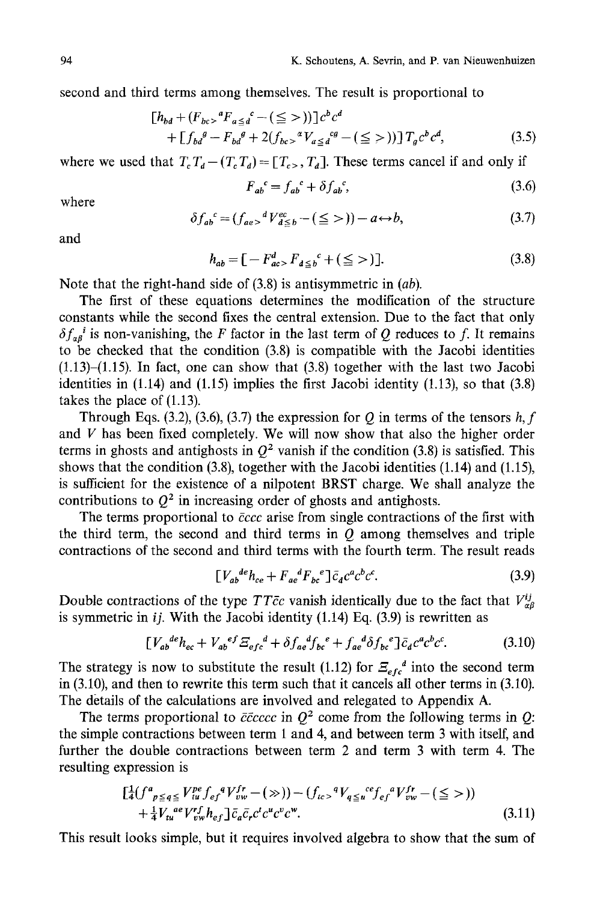second and third terms among themselves. The result is proportional to

$$[h_{bd} + (F_{bc>}{}^a F_{a\leq d}{}^c - (\leq\, >))]c^b c^d$$
$$+ [f_{bd}{}^g - F_{bd}{}^g + 2(f_{bc>}{}^\alpha V_{\alpha\leq d}{}^{cg} - (\leq\, >))]T_g c^b c^d, \tag{3.5}$$

where we used that $T_c T_d - (T_c T_d) = [T_{c>}, T_d]$. These terms cancel if and only if

$$F_{ab}{}^c = f_{ab}{}^c + \delta f_{ab}{}^c, \tag{3.6}$$

where

$$\delta f_{ab}{}^c = (f_{ae>}{}^d V^{ec}_{d\leq b} - (\leq\, >)) - a \leftrightarrow b, \tag{3.7}$$

and

$$h_{ab} = [-F^d_{ac>} F_{d\leq b}{}^c + (\leq\, >)]. \tag{3.8}$$

Note that the right-hand side of (3.8) is antisymmetric in $(ab)$.

The first of these equations determines the modification of the structure constants while the second fixes the central extension. Due to the fact that only $\delta f_{\alpha\beta}{}^i$ is non-vanishing, the $F$ factor in the last term of $Q$ reduces to $f$. It remains to be checked that the condition (3.8) is compatible with the Jacobi identities (1.13)–(1.15). In fact, one can show that (3.8) together with the last two Jacobi identities in (1.14) and (1.15) implies the first Jacobi identity (1.13), so that (3.8) takes the place of (1.13).

Through Eqs. (3.2), (3.6), (3.7) the expression for $Q$ in terms of the tensors $h, f$ and $V$ has been fixed completely. We will now show that also the higher order terms in ghosts and antighosts in $Q^2$ vanish if the condition (3.8) is satisfied. This shows that the condition (3.8), together with the Jacobi identities (1.14) and (1.15), is sufficient for the existence of a nilpotent BRST charge. We shall analyze the contributions to $Q^2$ in increasing order of ghosts and antighosts.

The terms proportional to $\bar{c}ccc$ arise from single contractions of the first with the third term, the second and third terms in $Q$ among themselves and triple contractions of the second and third terms with the fourth term. The result reads

$$[V_{ab}{}^{de} h_{ce} + F_{ae}{}^d F_{bc}{}^e]\bar{c}_d c^a c^b c^c. \tag{3.9}$$

Double contractions of the type $TT\bar{c}c$ vanish identically due to the fact that $V^{ij}_{\alpha\beta}$ is symmetric in $ij$. With the Jacobi identity (1.14) Eq. (3.9) is rewritten as

$$[V_{ab}{}^{de} h_{ec} + V_{ab}{}^{ef}\Xi_{efc}{}^d + \delta f_{ae}{}^d f_{bc}{}^e + f_{ae}{}^d \delta f_{bc}{}^e]\bar{c}_d c^a c^b c^c. \tag{3.10}$$

The strategy is now to substitute the result (1.12) for $\Xi_{efc}{}^d$ into the second term in (3.10), and then to rewrite this term such that it cancels all other terms in (3.10). The details of the calculations are involved and relegated to Appendix A.

The terms proportional to $\bar{c}\bar{c}cccc$ in $Q^2$ come from the following terms in $Q$: the simple contractions between term 1 and 4, and between term 3 with itself, and further the double contractions between term 2 and term 3 with term 4. The resulting expression is

$$[\tfrac{1}{4}(f^a{}_{p\leq q\leq} V^{pe}_{tu} f_{ef}{}^q V^{fr}_{vw} - (\gg)) - (f_{tc>}{}^q V_{q\leq u}{}^{ce} f_{ef}{}^a V^{fr}_{vw} - (\leq\, >))$$
$$+ \tfrac{1}{4} V_{tu}{}^{ae} V^{rf}_{vw} h_{ef}]\bar{c}_a \bar{c}_r c^t c^u c^v c^w. \tag{3.11}$$

This result looks simple, but it requires involved algebra to show that the sum of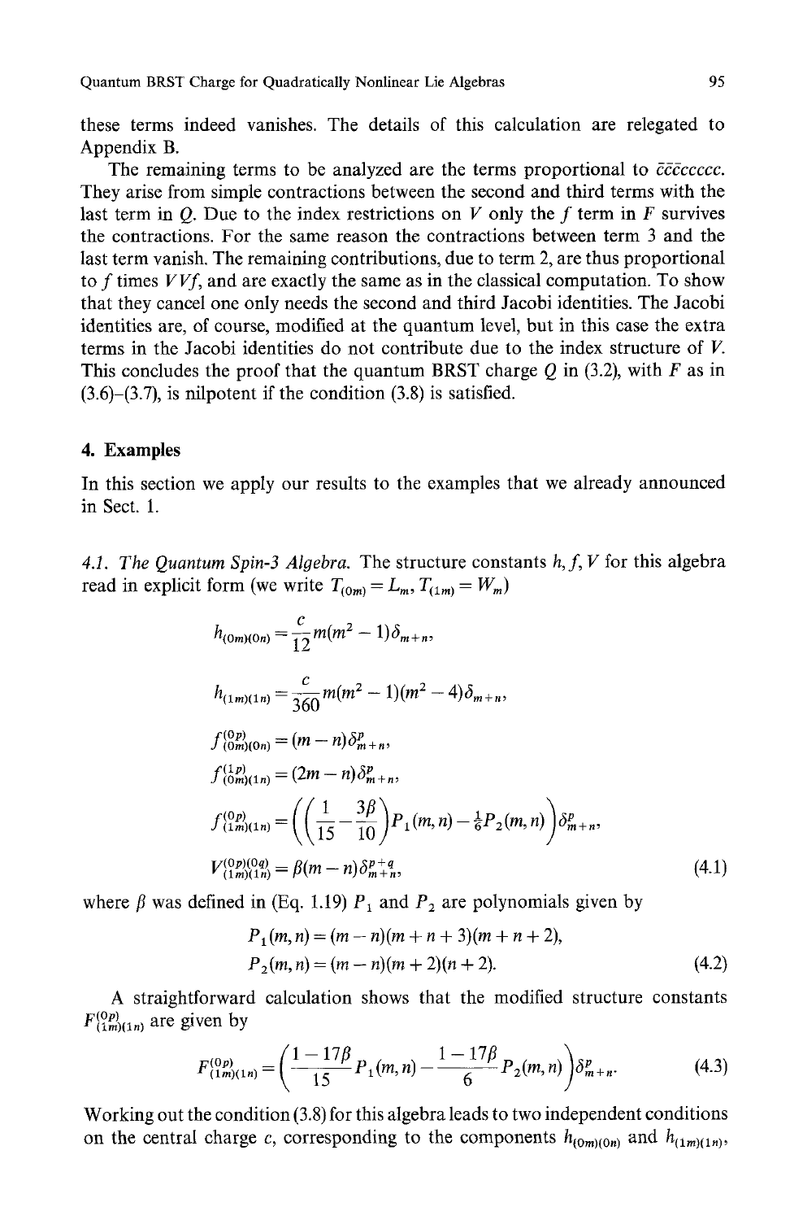these terms indeed vanishes. The details of this calculation are relegated to Appendix B.

The remaining terms to be analyzed are the terms proportional to $\bar{c}\bar{c}\bar{c}ccccc$. They arise from simple contractions between the second and third terms with the last term in $Q$. Due to the index restrictions on $V$ only the $f$ term in $F$ survives the contractions. For the same reason the contractions between term 3 and the last term vanish. The remaining contributions, due to term 2, are thus proportional to $f$ times $VVf$, and are exactly the same as in the classical computation. To show that they cancel one only needs the second and third Jacobi identities. The Jacobi identities are, of course, modified at the quantum level, but in this case the extra terms in the Jacobi identities do not contribute due to the index structure of $V$. This concludes the proof that the quantum BRST charge $Q$ in (3.2), with $F$ as in (3.6)–(3.7), is nilpotent if the condition (3.8) is satisfied.

## 4. Examples

In this section we apply our results to the examples that we already announced in Sect. 1.

*4.1. The Quantum Spin-3 Algebra.* The structure constants $h, f, V$ for this algebra read in explicit form (we write $T_{(0m)} = L_m$, $T_{(1m)} = W_m$)

$$
\begin{aligned}
h_{(0m)(0n)} &= \frac{c}{12} m(m^2-1)\delta_{m+n}, \\
h_{(1m)(1n)} &= \frac{c}{360} m(m^2-1)(m^2-4)\delta_{m+n}, \\
f^{(0p)}_{(0m)(0n)} &= (m-n)\delta^p_{m+n}, \\
f^{(1p)}_{(0m)(1n)} &= (2m-n)\delta^p_{m+n}, \\
f^{(0p)}_{(1m)(1n)} &= \left(\left(\frac{1}{15}-\frac{3\beta}{10}\right)P_1(m,n) - \tfrac{1}{6}P_2(m,n)\right)\delta^p_{m+n}, \\
V^{(0p)(0q)}_{(1m)(1n)} &= \beta(m-n)\delta^{p+q}_{m+n},
\end{aligned}
\tag{4.1}
$$

where $\beta$ was defined in (Eq. 1.19) $P_1$ and $P_2$ are polynomials given by

$$
\begin{aligned}
P_1(m,n) &= (m-n)(m+n+3)(m+n+2), \\
P_2(m,n) &= (m-n)(m+2)(n+2).
\end{aligned}
\tag{4.2}
$$

A straightforward calculation shows that the modified structure constants $F^{(0p)}_{(1m)(1n)}$ are given by

$$
F^{(0p)}_{(1m)(1n)} = \left(\frac{1-17\beta}{15}P_1(m,n) - \frac{1-17\beta}{6}P_2(m,n)\right)\delta^p_{m+n}.
\tag{4.3}
$$

Working out the condition (3.8) for this algebra leads to two independent conditions on the central charge $c$, corresponding to the components $h_{(0m)(0n)}$ and $h_{(1m)(1n)}$,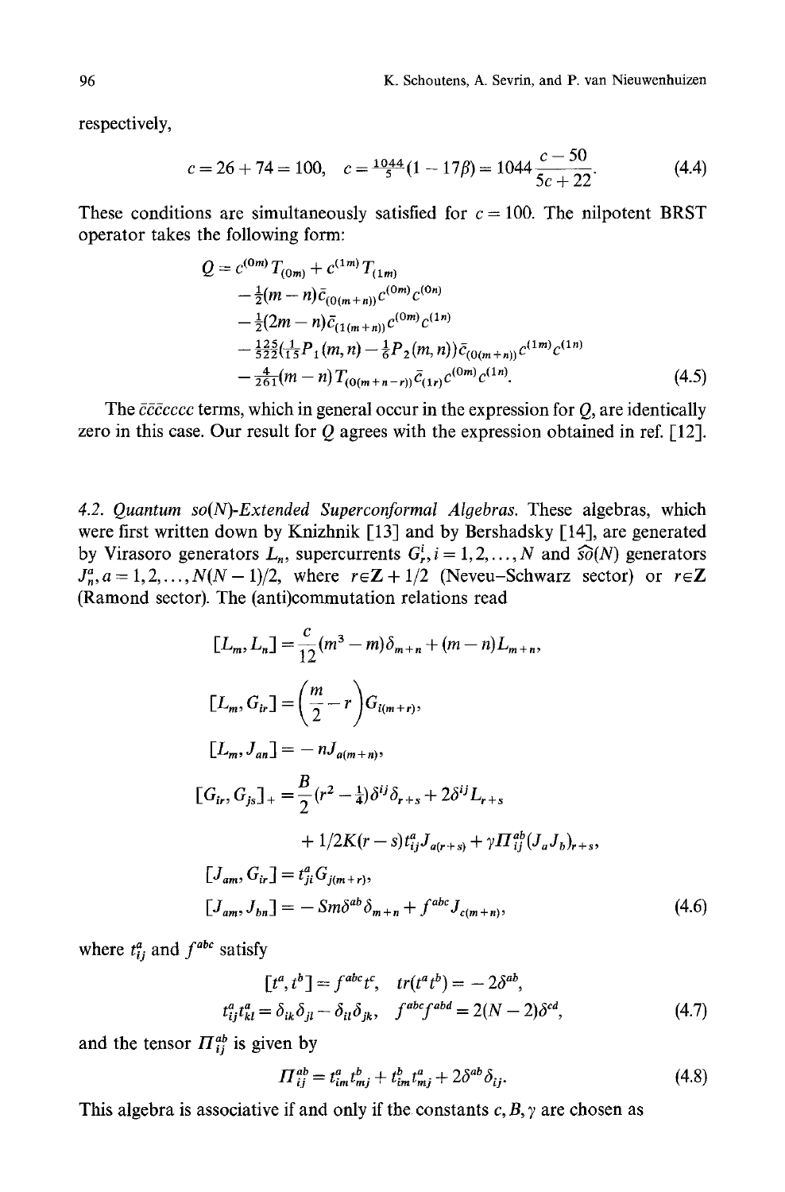respectively,

$$c = 26 + 74 = 100, \quad c = \tfrac{1044}{5}(1 - 17\beta) = 1044\frac{c-50}{5c+22}. \tag{4.4}$$

These conditions are simultaneously satisfied for $c = 100$. The nilpotent BRST operator takes the following form:

$$\begin{aligned}
Q = {} & c^{(0m)} T_{(0m)} + c^{(1m)} T_{(1m)} \\
& - \tfrac{1}{2}(m-n)\bar{c}_{(0(m+n))} c^{(0m)} c^{(0n)} \\
& - \tfrac{1}{2}(2m-n)\bar{c}_{(1(m+n))} c^{(0m)} c^{(1n)} \\
& - \tfrac{125}{522}\left(\tfrac{1}{15}P_1(m,n) - \tfrac{1}{6}P_2(m,n)\right)\bar{c}_{(0(m+n))} c^{(1m)} c^{(1n)} \\
& - \tfrac{4}{261}(m-n) T_{(0(m+n-r))}\bar{c}_{(1r)} c^{(0m)} c^{(1n)}.
\end{aligned} \tag{4.5}$$

The $\bar{c}\bar{c}\bar{c}cccc$ terms, which in general occur in the expression for $Q$, are identically zero in this case. Our result for $Q$ agrees with the expression obtained in ref. [12].

*4.2. Quantum so(N)-Extended Superconformal Algebras.* These algebras, which were first written down by Knizhnik [13] and by Bershadsky [14], are generated by Virasoro generators $L_n$, supercurrents $G^i_r, i = 1, 2, \ldots, N$ and $\widehat{so}(N)$ generators $J^a_n, a = 1, 2, \ldots, N(N-1)/2$, where $r \in \mathbf{Z} + 1/2$ (Neveu–Schwarz sector) or $r \in \mathbf{Z}$ (Ramond sector). The (anti)commutation relations read

$$\begin{aligned}
[L_m, L_n] &= \frac{c}{12}(m^3 - m)\delta_{m+n} + (m-n)L_{m+n}, \\
[L_m, G_{ir}] &= \left(\frac{m}{2} - r\right) G_{i(m+r)}, \\
[L_m, J_{an}] &= -nJ_{a(m+n)}, \\
[G_{ir}, G_{js}]_+ &= \frac{B}{2}(r^2 - \tfrac{1}{4})\delta^{ij}\delta_{r+s} + 2\delta^{ij} L_{r+s} \\
&\quad + 1/2K(r-s)t^a_{ij} J_{a(r+s)} + \gamma \Pi^{ab}_{ij}(J_a J_b)_{r+s}, \\
[J_{am}, G_{ir}] &= t^a_{ji} G_{j(m+r)}, \\
[J_{am}, J_{bn}] &= -Sm\delta^{ab}\delta_{m+n} + f^{abc} J_{c(m+n)},
\end{aligned} \tag{4.6}$$

where $t^a_{ij}$ and $f^{abc}$ satisfy

$$\begin{aligned}
&[t^a, t^b] = f^{abc} t^c, \quad tr(t^a t^b) = -2\delta^{ab}, \\
&t^a_{ij} t^a_{kl} = \delta_{ik}\delta_{jl} - \delta_{il}\delta_{jk}, \quad f^{abc} f^{abd} = 2(N-2)\delta^{cd},
\end{aligned} \tag{4.7}$$

and the tensor $\Pi^{ab}_{ij}$ is given by

$$\Pi^{ab}_{ij} = t^a_{im} t^b_{mj} + t^b_{im} t^a_{mj} + 2\delta^{ab}\delta_{ij}. \tag{4.8}$$

This algebra is associative if and only if the constants $c, B, \gamma$ are chosen as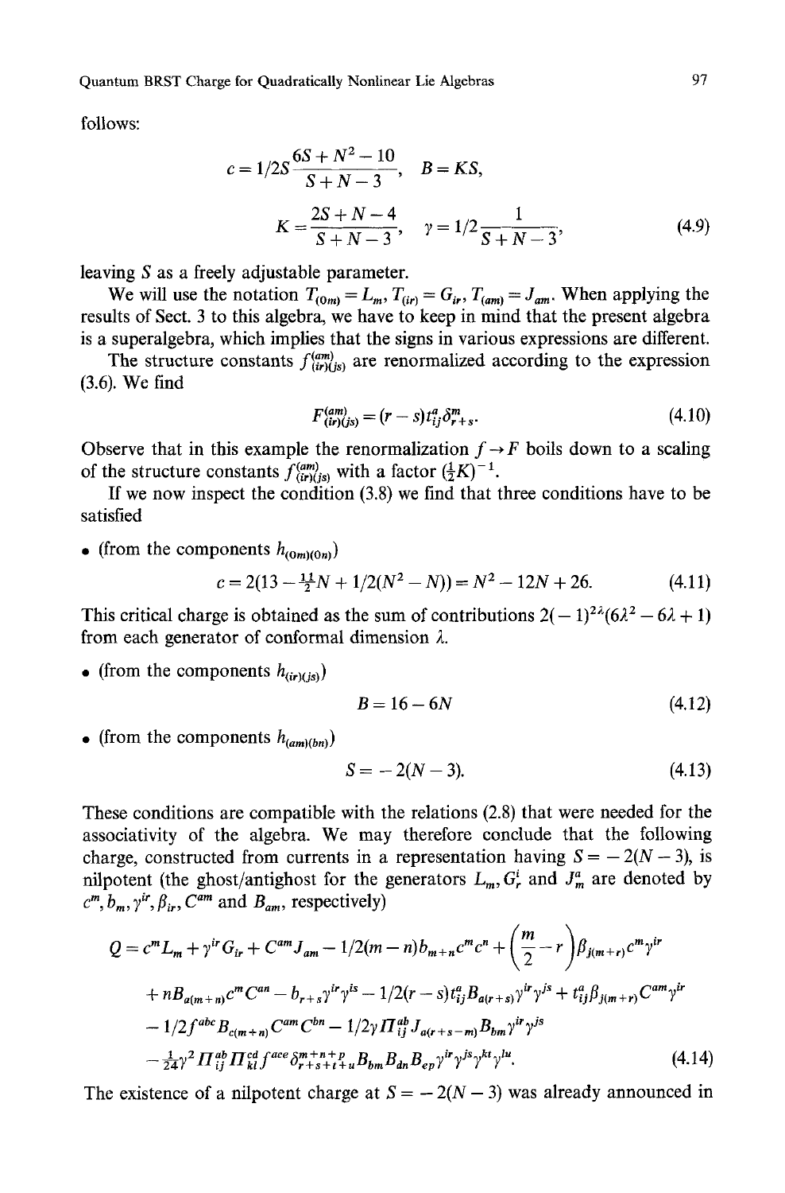follows:

$$c = 1/2S\frac{6S+N^2-10}{S+N-3}, \quad B = KS,$$

$$K = \frac{2S+N-4}{S+N-3}, \quad \gamma = 1/2\frac{1}{S+N-3}, \tag{4.9}$$

leaving $S$ as a freely adjustable parameter.

We will use the notation $T_{(0m)} = L_m$, $T_{(ir)} = G_{ir}$, $T_{(am)} = J_{am}$. When applying the results of Sect. 3 to this algebra, we have to keep in mind that the present algebra is a superalgebra, which implies that the signs in various expressions are different.

The structure constants $f^{(am)}_{(ir)(js)}$ are renormalized according to the expression (3.6). We find

$$F^{(am)}_{(ir)(js)} = (r-s)t^a_{ij}\delta^m_{r+s}. \tag{4.10}$$

Observe that in this example the renormalization $f \to F$ boils down to a scaling of the structure constants $f^{(am)}_{(ir)(js)}$ with a factor $(\frac{1}{2}K)^{-1}$.

If we now inspect the condition (3.8) we find that three conditions have to be satisfied

- (from the components $h_{(0m)(0n)}$)

$$c = 2(13 - \tfrac{11}{2}N + 1/2(N^2 - N)) = N^2 - 12N + 26. \tag{4.11}$$

This critical charge is obtained as the sum of contributions $2(-1)^{2\lambda}(6\lambda^2 - 6\lambda + 1)$ from each generator of conformal dimension $\lambda$.

- (from the components $h_{(ir)(js)}$)

$$B = 16 - 6N \tag{4.12}$$

- (from the components $h_{(am)(bn)}$)

$$S = -2(N-3). \tag{4.13}$$

These conditions are compatible with the relations (2.8) that were needed for the associativity of the algebra. We may therefore conclude that the following charge, constructed from currents in a representation having $S = -2(N-3)$, is nilpotent (the ghost/antighost for the generators $L_m, G^i_r$ and $J^a_m$ are denoted by $c^m, b_m, \gamma^{ir}, \beta_{ir}, C^{am}$ and $B_{am}$, respectively)

$$\begin{aligned}
Q = {} & c^m L_m + \gamma^{ir} G_{ir} + C^{am} J_{am} - 1/2(m-n) b_{m+n} c^m c^n + \left(\frac{m}{2} - r\right)\beta_{j(m+r)} c^m \gamma^{ir} \\
& + n B_{a(m+n)} c^m C^{an} - b_{r+s}\gamma^{ir}\gamma^{is} - 1/2(r-s) t^a_{ij} B_{a(r+s)} \gamma^{ir}\gamma^{js} + t^a_{ij}\beta_{j(m+r)} C^{am}\gamma^{ir} \\
& - 1/2 f^{abc} B_{c(m+n)} C^{am} C^{bn} - 1/2\gamma \Pi^{ab}_{ij} J_{a(r+s-m)} B_{bm} \gamma^{ir}\gamma^{js} \\
& - \tfrac{1}{24}\gamma^2 \Pi^{ab}_{ij} \Pi^{cd}_{kl} f^{ace} \delta^{m+n+p}_{r+s+t+u} B_{bm} B_{dn} B_{ep} \gamma^{ir}\gamma^{js}\gamma^{kt}\gamma^{lu}.
\end{aligned} \tag{4.14}$$

The existence of a nilpotent charge at $S = -2(N-3)$ was already announced in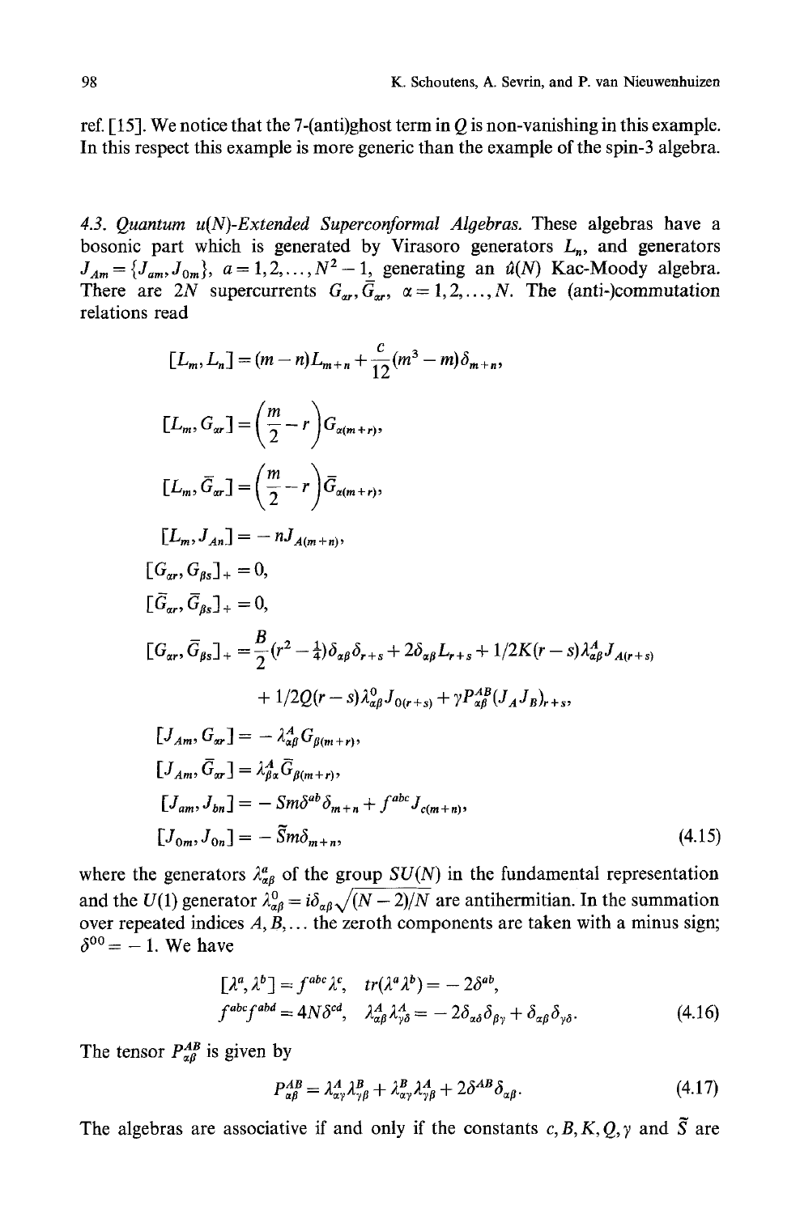ref. [15]. We notice that the 7-(anti)ghost term in $Q$ is non-vanishing in this example. In this respect this example is more generic than the example of the spin-3 algebra.

### 4.3. Quantum $u(N)$-Extended Superconformal Algebras.

These algebras have a bosonic part which is generated by Virasoro generators $L_n$, and generators $J_{Am} = \{J_{am}, J_{0m}\}$, $a = 1, 2, \ldots, N^2 - 1$, generating an $\hat{u}(N)$ Kac-Moody algebra. There are $2N$ supercurrents $G_{\alpha r}, \bar{G}_{\alpha r}$, $\alpha = 1, 2, \ldots, N$. The (anti-)commutation relations read

$$
\begin{aligned}
&[L_m, L_n] = (m-n)L_{m+n} + \frac{c}{12}(m^3 - m)\delta_{m+n}, \\
&[L_m, G_{\alpha r}] = \left(\frac{m}{2} - r\right) G_{\alpha(m+r)}, \\
&[L_m, \bar{G}_{\alpha r}] = \left(\frac{m}{2} - r\right) \bar{G}_{\alpha(m+r)}, \\
&[L_m, J_{An}] = -nJ_{A(m+n)}, \\
&[G_{\alpha r}, G_{\beta s}]_+ = 0, \\
&[\bar{G}_{\alpha r}, \bar{G}_{\beta s}]_+ = 0, \\
&[G_{\alpha r}, \bar{G}_{\beta s}]_+ = \frac{B}{2}(r^2 - \tfrac{1}{4})\delta_{\alpha\beta}\delta_{r+s} + 2\delta_{\alpha\beta}L_{r+s} + 1/2K(r-s)\lambda^A_{\alpha\beta}J_{A(r+s)} \\
&\qquad\qquad + 1/2Q(r-s)\lambda^0_{\alpha\beta}J_{0(r+s)} + \gamma P^{AB}_{\alpha\beta}(J_A J_B)_{r+s}, \\
&[J_{Am}, G_{\alpha r}] = -\lambda^A_{\alpha\beta}G_{\beta(m+r)}, \\
&[J_{Am}, \bar{G}_{\alpha r}] = \lambda^A_{\beta\alpha}\bar{G}_{\beta(m+r)}, \\
&[J_{am}, J_{bn}] = -Sm\delta^{ab}\delta_{m+n} + f^{abc}J_{c(m+n)}, \\
&[J_{0m}, J_{0n}] = -\tilde{S}m\delta_{m+n},
\end{aligned}
\tag{4.15}
$$

where the generators $\lambda^a_{\alpha\beta}$ of the group $SU(N)$ in the fundamental representation and the $U(1)$ generator $\lambda^0_{\alpha\beta} = i\delta_{\alpha\beta}\sqrt{(N-2)/N}$ are antihermitian. In the summation over repeated indices $A, B, \ldots$ the zeroth components are taken with a minus sign; $\delta^{00} = -1$. We have

$$
\begin{aligned}
&[\lambda^a, \lambda^b] = f^{abc}\lambda^c, \quad tr(\lambda^a\lambda^b) = -2\delta^{ab}, \\
&f^{abc}f^{abd} = 4N\delta^{cd}, \quad \lambda^A_{\alpha\beta}\lambda^A_{\gamma\delta} = -2\delta_{\alpha\delta}\delta_{\beta\gamma} + \delta_{\alpha\beta}\delta_{\gamma\delta}.
\end{aligned}
\tag{4.16}
$$

The tensor $P^{AB}_{\alpha\beta}$ is given by

$$
P^{AB}_{\alpha\beta} = \lambda^A_{\alpha\gamma}\lambda^B_{\gamma\beta} + \lambda^B_{\alpha\gamma}\lambda^A_{\gamma\beta} + 2\delta^{AB}\delta_{\alpha\beta}.
\tag{4.17}
$$

The algebras are associative if and only if the constants $c, B, K, Q, \gamma$ and $\tilde{S}$ are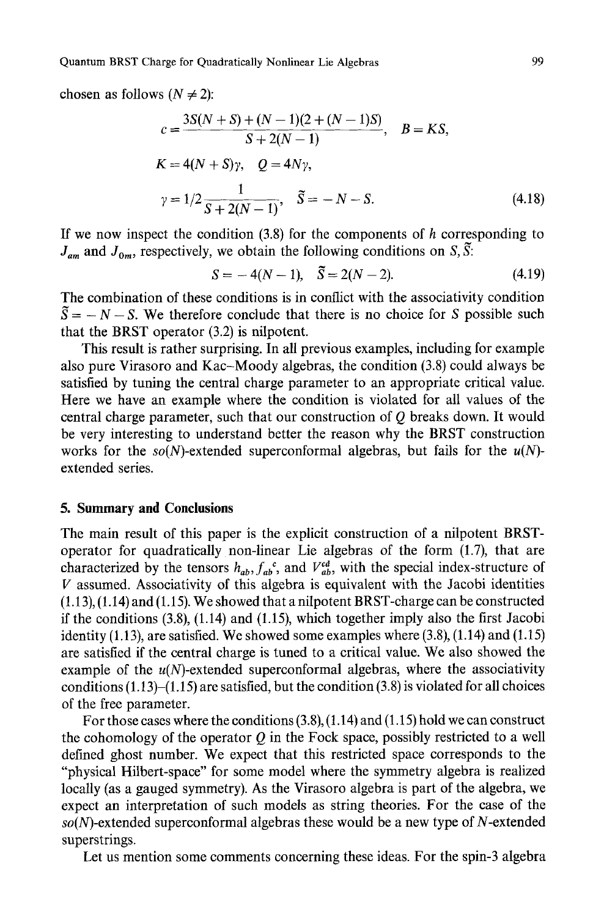chosen as follows ($N \neq 2$):

$$
\begin{aligned}
c &= \frac{3S(N+S)+(N-1)(2+(N-1)S)}{S+2(N-1)}, \quad B = KS, \\
K &= 4(N+S)\gamma, \quad Q = 4N\gamma, \\
\gamma &= 1/2\frac{1}{S+2(N-1)}, \quad \tilde{S} = -N-S.
\end{aligned}
\tag{4.18}
$$

If we now inspect the condition (3.8) for the components of $h$ corresponding to $J_{am}$ and $J_{0m}$, respectively, we obtain the following conditions on $S, \tilde{S}$:

$$
S = -4(N-1), \quad \tilde{S} = 2(N-2). \tag{4.19}
$$

The combination of these conditions is in conflict with the associativity condition $\tilde{S} = -N-S$. We therefore conclude that there is no choice for $S$ possible such that the BRST operator (3.2) is nilpotent.

This result is rather surprising. In all previous examples, including for example also pure Virasoro and Kac–Moody algebras, the condition (3.8) could always be satisfied by tuning the central charge parameter to an appropriate critical value. Here we have an example where the condition is violated for all values of the central charge parameter, such that our construction of $Q$ breaks down. It would be very interesting to understand better the reason why the BRST construction works for the $so(N)$-extended superconformal algebras, but fails for the $u(N)$-extended series.

## 5. Summary and Conclusions

The main result of this paper is the explicit construction of a nilpotent BRST-operator for quadratically non-linear Lie algebras of the form (1.7), that are characterized by the tensors $h_{ab}, f_{ab}{}^{c}$, and $V_{ab}^{cd}$, with the special index-structure of $V$ assumed. Associativity of this algebra is equivalent with the Jacobi identities (1.13), (1.14) and (1.15). We showed that a nilpotent BRST-charge can be constructed if the conditions (3.8), (1.14) and (1.15), which together imply also the first Jacobi identity (1.13), are satisfied. We showed some examples where (3.8), (1.14) and (1.15) are satisfied if the central charge is tuned to a critical value. We also showed the example of the $u(N)$-extended superconformal algebras, where the associativity conditions (1.13)–(1.15) are satisfied, but the condition (3.8) is violated for all choices of the free parameter.

For those cases where the conditions (3.8), (1.14) and (1.15) hold we can construct the cohomology of the operator $Q$ in the Fock space, possibly restricted to a well defined ghost number. We expect that this restricted space corresponds to the "physical Hilbert-space" for some model where the symmetry algebra is realized locally (as a gauged symmetry). As the Virasoro algebra is part of the algebra, we expect an interpretation of such models as string theories. For the case of the $so(N)$-extended superconformal algebras these would be a new type of $N$-extended superstrings.

Let us mention some comments concerning these ideas. For the spin-3 algebra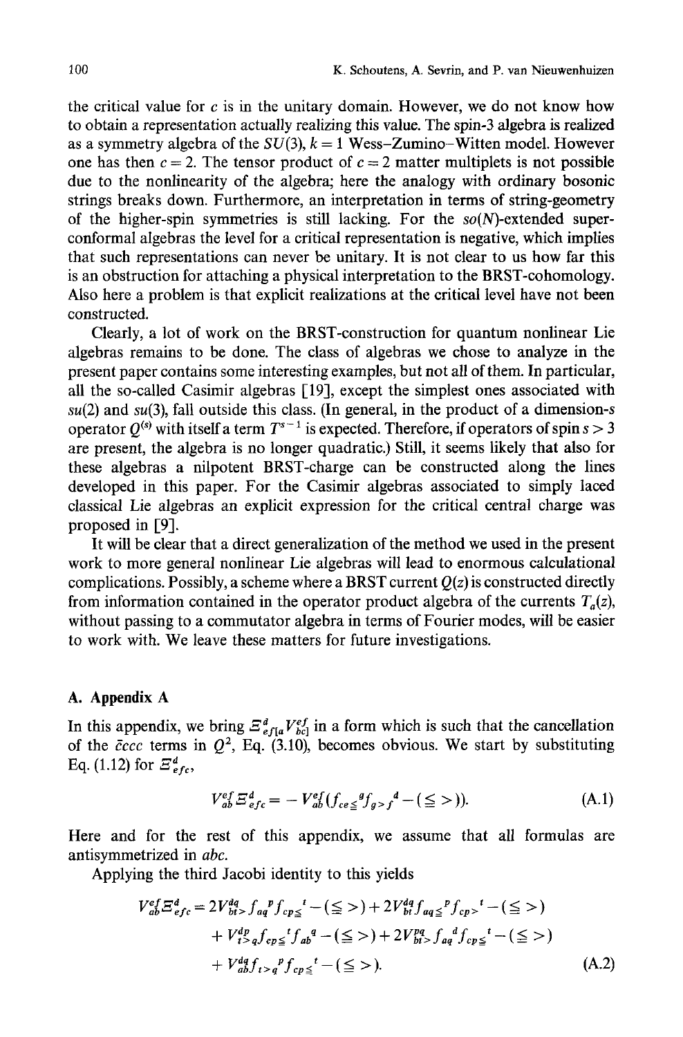the critical value for $c$ is in the unitary domain. However, we do not know how to obtain a representation actually realizing this value. The spin-3 algebra is realized as a symmetry algebra of the $SU(3)$, $k=1$ Wess–Zumino–Witten model. However one has then $c=2$. The tensor product of $c=2$ matter multiplets is not possible due to the nonlinearity of the algebra; here the analogy with ordinary bosonic strings breaks down. Furthermore, an interpretation in terms of string-geometry of the higher-spin symmetries is still lacking. For the $so(N)$-extended superconformal algebras the level for a critical representation is negative, which implies that such representations can never be unitary. It is not clear to us how far this is an obstruction for attaching a physical interpretation to the BRST-cohomology. Also here a problem is that explicit realizations at the critical level have not been constructed.

Clearly, a lot of work on the BRST-construction for quantum nonlinear Lie algebras remains to be done. The class of algebras we chose to analyze in the present paper contains some interesting examples, but not all of them. In particular, all the so-called Casimir algebras [19], except the simplest ones associated with $su(2)$ and $su(3)$, fall outside this class. (In general, in the product of a dimension-$s$ operator $Q^{(s)}$ with itself a term $T^{s-1}$ is expected. Therefore, if operators of spin $s>3$ are present, the algebra is no longer quadratic.) Still, it seems likely that also for these algebras a nilpotent BRST-charge can be constructed along the lines developed in this paper. For the Casimir algebras associated to simply laced classical Lie algebras an explicit expression for the critical central charge was proposed in [9].

It will be clear that a direct generalization of the method we used in the present work to more general nonlinear Lie algebras will lead to enormous calculational complications. Possibly, a scheme where a BRST current $Q(z)$ is constructed directly from information contained in the operator product algebra of the currents $T_a(z)$, without passing to a commutator algebra in terms of Fourier modes, will be easier to work with. We leave these matters for future investigations.

## A. Appendix A

In this appendix, we bring $\Xi^d_{ef[a}V^{ef}_{bc]}$ in a form which is such that the cancellation of the $\bar{c}ccc$ terms in $Q^2$, Eq. (3.10), becomes obvious. We start by substituting Eq. (1.12) for $\Xi^d_{efc}$,

$$V^{ef}_{ab}\Xi^d_{efc} = -V^{ef}_{ab}(f_{ce\leq}{}^g f_{g>f}{}^d - (\leq >)). \tag{A.1}$$

Here and for the rest of this appendix, we assume that all formulas are antisymmetrized in $abc$.

Applying the third Jacobi identity to this yields

$$\begin{aligned}V^{ef}_{ab}\Xi^d_{efc} = {} & 2V^{dq}_{bt>}f_{aq}{}^p f_{cp\leq}{}^t - (\leq >) + 2V^{dq}_{bt}f_{aq\leq}{}^p f_{cp>}{}^t - (\leq >) \\ & + V^{dp}_{t>q}f_{cp\leq}{}^t f_{ab}{}^q - (\leq >) + 2V^{pq}_{bt>}f_{aq}{}^d f_{cp\leq}{}^t - (\leq >) \\ & + V^{dq}_{ab}f_{t>q}{}^p f_{cp\leq}{}^t - (\leq >).\end{aligned} \tag{A.2}$$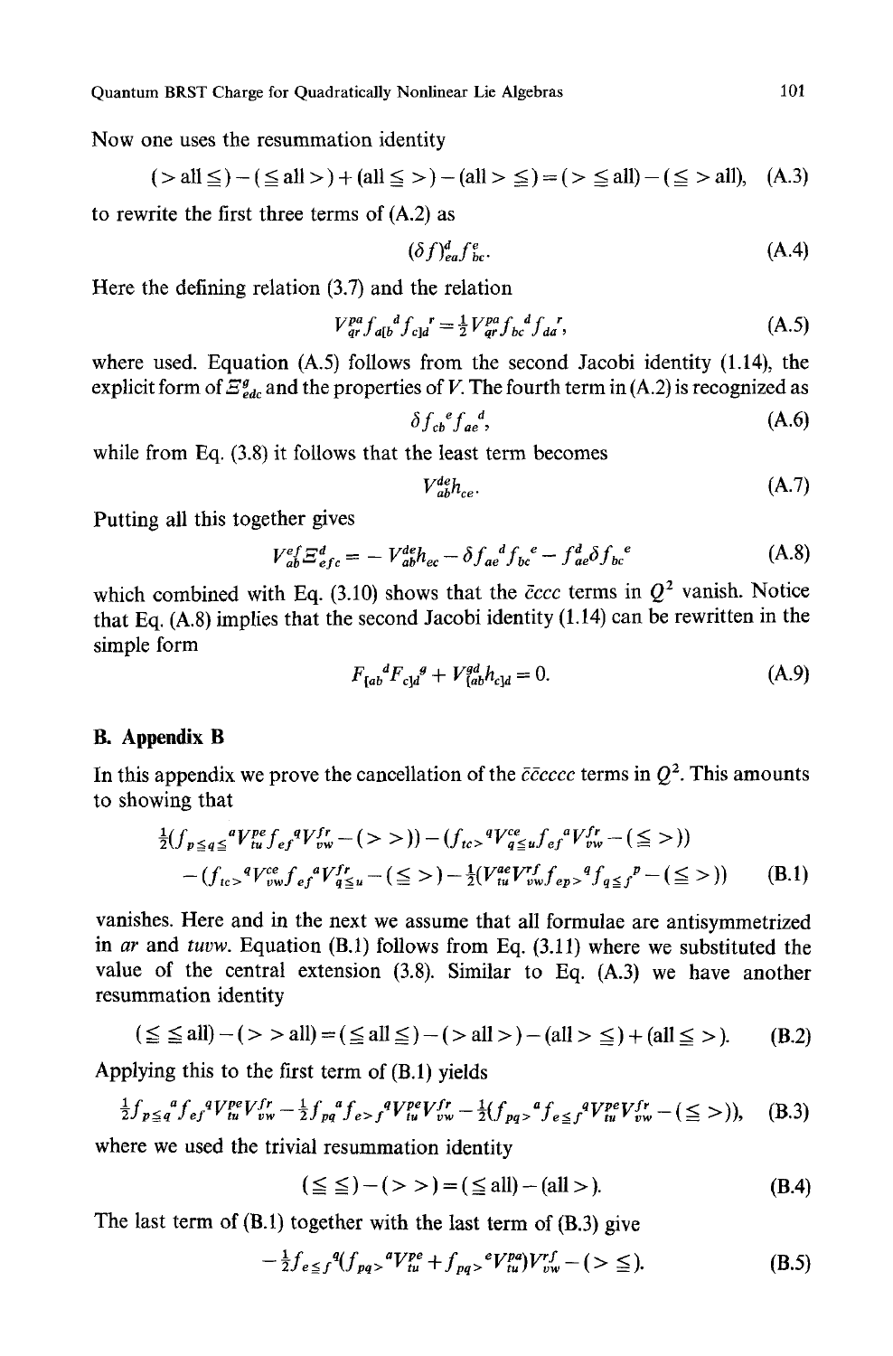Now one uses the resummation identity

$$(>\text{all}\leqq)-(\leqq\text{all}>)+(\text{all}\leqq>)-(\text{all}>\leqq)=(>\leqq\text{all})-(\leqq>\text{all}), \tag{A.3}$$

to rewrite the first three terms of (A.2) as

$$(\delta f)^{d}_{ea} f^{e}_{bc}. \tag{A.4}$$

Here the defining relation (3.7) and the relation

$$V^{pa}_{qr} f_{a[b}{}^{d} f_{c]d}{}^{r} = \tfrac{1}{2} V^{pa}_{qr} f_{bc}{}^{d} f_{da}{}^{r}, \tag{A.5}$$

where used. Equation (A.5) follows from the second Jacobi identity (1.14), the explicit form of $\Xi^{g}_{edc}$ and the properties of $V$. The fourth term in (A.2) is recognized as

$$\delta f_{cb}{}^{e} f_{ae}{}^{d}, \tag{A.6}$$

while from Eq. (3.8) it follows that the least term becomes

$$V^{de}_{ab} h_{ce}. \tag{A.7}$$

Putting all this together gives

$$V^{ef}_{ab} \Xi^{d}_{efc} = -V^{de}_{ab} h_{ec} - \delta f_{ae}{}^{d} f_{bc}{}^{e} - f^{d}_{ae} \delta f_{bc}{}^{e} \tag{A.8}$$

which combined with Eq. (3.10) shows that the $\bar{c}ccc$ terms in $Q^2$ vanish. Notice that Eq. (A.8) implies that the second Jacobi identity (1.14) can be rewritten in the simple form

$$F_{[ab}{}^{d} F_{c]d}{}^{g} + V^{gd}_{[ab} h_{c]d} = 0. \tag{A.9}$$

## B. Appendix B

In this appendix we prove the cancellation of the $\bar{c}\bar{c}cccc$ terms in $Q^2$. This amounts to showing that

$$\begin{aligned} &\tfrac{1}{2}(f_{p\leqq q\leqq}{}^{a} V^{pe}_{tu} f_{ef}{}^{q} V^{fr}_{vw} - (>>)) - (f_{tc>}{}^{q} V^{ce}_{q\leqq u} f_{ef}{}^{a} V^{fr}_{vw} - (\leqq >)) \\ &- (f_{tc>}{}^{q} V^{ce}_{vw} f_{ef}{}^{a} V^{fr}_{q\leqq u} - (\leqq >)) - \tfrac{1}{2}(V^{ae}_{tu} V^{rf}_{vw} f_{ep>}{}^{q} f_{q\leqq f}{}^{p} - (\leqq >)) \end{aligned} \tag{B.1}$$

vanishes. Here and in the next we assume that all formulae are antisymmetrized in $ar$ and $tuvw$. Equation (B.1) follows from Eq. (3.11) where we substituted the value of the central extension (3.8). Similar to Eq. (A.3) we have another resummation identity

$$(\leqq\leqq\text{all})-(>>\text{all})=(\leqq\text{all}\leqq)-(>\text{all}>)-(\text{all}>\leqq)+(\text{all}\leqq>). \tag{B.2}$$

Applying this to the first term of (B.1) yields

$$\tfrac{1}{2} f_{p\leqq q}{}^{a} f_{ef}{}^{q} V^{pe}_{tu} V^{fr}_{vw} - \tfrac{1}{2} f_{pq}{}^{a} f_{e>f}{}^{q} V^{pe}_{tu} V^{fr}_{vw} - \tfrac{1}{2}(f_{pq>}{}^{a} f_{e\leqq f}{}^{q} V^{pe}_{tu} V^{fr}_{vw} - (\leqq >)), \tag{B.3}$$

where we used the trivial resummation identity

$$(\leqq\leqq)-(>>)=(\leqq\text{all})-(\text{all}>). \tag{B.4}$$

The last term of (B.1) together with the last term of (B.3) give

$$-\tfrac{1}{2} f_{e\leqq f}{}^{q}(f_{pq>}{}^{a} V^{pe}_{tu} + f_{pq>}{}^{e} V^{pa}_{tu}) V^{rf}_{vw} - (>\leqq). \tag{B.5}$$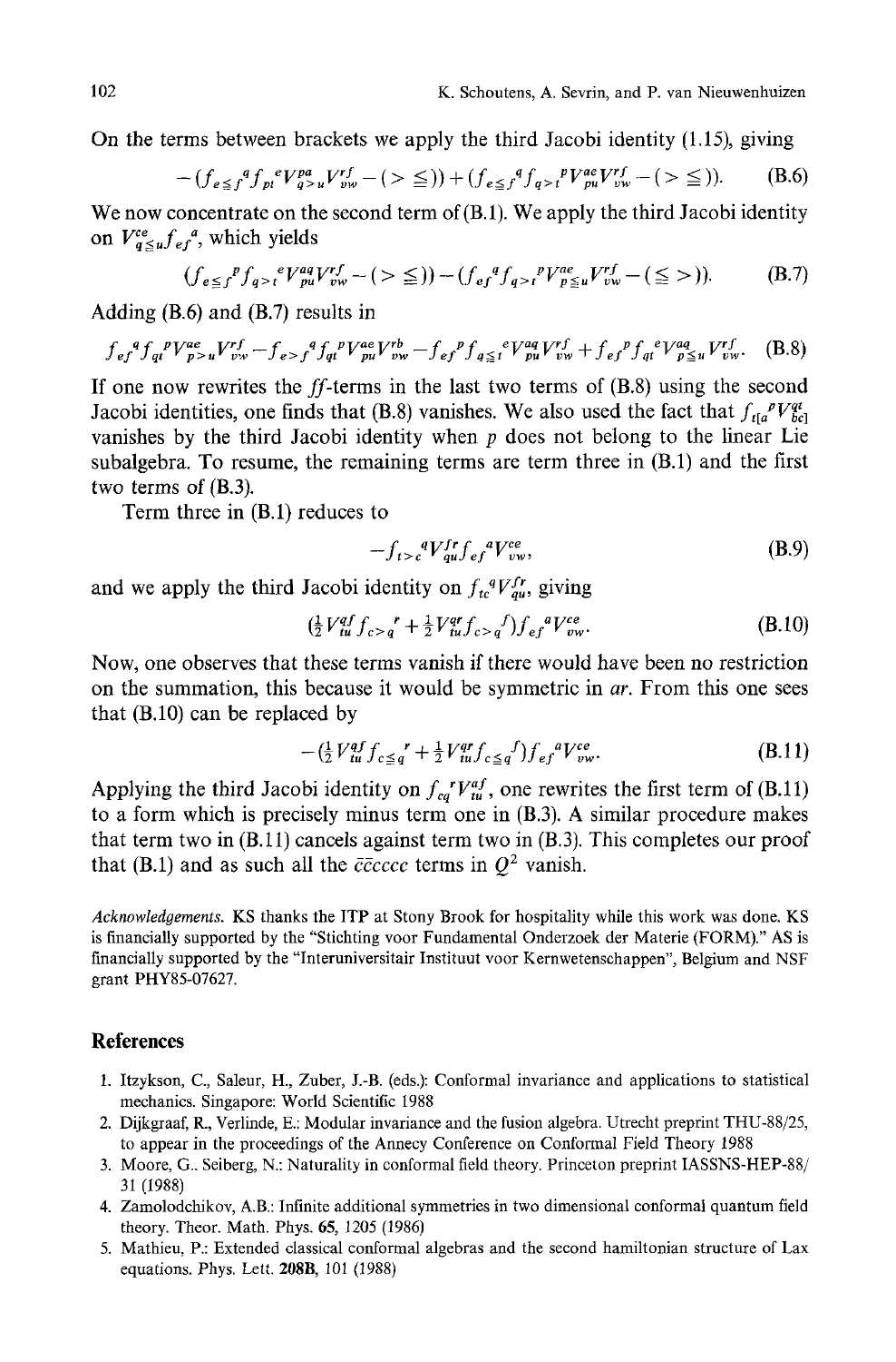On the terms between brackets we apply the third Jacobi identity (1.15), giving

$$-(f_{e\leq f}{}^{q} f_{pt}{}^{e} V^{pa}_{q>u} V^{rf}_{vw} - (> \leqq)) + (f_{e\leq f}{}^{q} f_{q>t}{}^{p} V^{ae}_{pu} V^{rf}_{vw} - (> \leqq)). \tag{B.6}$$

We now concentrate on the second term of (B.1). We apply the third Jacobi identity on $V^{ce}_{q\leq u} f_{ef}{}^{a}$, which yields

$$(f_{e\leq f}{}^{p} f_{q>t}{}^{e} V^{aq}_{pu} V^{rf}_{vw} - (> \leqq)) - (f_{ef}{}^{q} f_{q>t}{}^{p} V^{ae}_{p\leq u} V^{rf}_{vw} - (\leqq >)). \tag{B.7}$$

Adding (B.6) and (B.7) results in

$$f_{ef}{}^{q} f_{qt}{}^{p} V^{ae}_{p>u} V^{rf}_{vw} - f_{e>f}{}^{q} f_{qt}{}^{p} V^{ae}_{pu} V^{rb}_{vw} - f_{ef}{}^{p} f_{q\leq t}{}^{e} V^{aq}_{pu} V^{rf}_{vw} + f_{ef}{}^{p} f_{qt}{}^{e} V^{aq}_{p\leq u} V^{rf}_{vw}. \tag{B.8}$$

If one now rewrites the $ff$-terms in the last two terms of (B.8) using the second Jacobi identities, one finds that (B.8) vanishes. We also used the fact that $f_{t[a}{}^{p} V^{qt}_{bc]}$ vanishes by the third Jacobi identity when $p$ does not belong to the linear Lie subalgebra. To resume, the remaining terms are term three in (B.1) and the first two terms of (B.3).

Term three in (B.1) reduces to

$$-f_{t>c}{}^{q} V^{fr}_{qu} f_{ef}{}^{a} V^{ce}_{vw}, \tag{B.9}$$

and we apply the third Jacobi identity on $f_{tc}{}^{q} V^{fr}_{qu}$, giving

$$(\tfrac{1}{2} V^{qf}_{tu} f_{c>q}{}^{r} + \tfrac{1}{2} V^{qr}_{tu} f_{c>q}{}^{f}) f_{ef}{}^{a} V^{ce}_{vw}. \tag{B.10}$$

Now, one observes that these terms vanish if there would have been no restriction on the summation, this because it would be symmetric in $ar$. From this one sees that (B.10) can be replaced by

$$-(\tfrac{1}{2} V^{qf}_{tu} f_{c\leq q}{}^{r} + \tfrac{1}{2} V^{qr}_{tu} f_{c\leq q}{}^{f}) f_{ef}{}^{a} V^{ce}_{vw}. \tag{B.11}$$

Applying the third Jacobi identity on $f_{cq}{}^{r} V^{af}_{tu}$, one rewrites the first term of (B.11) to a form which is precisely minus term one in (B.3). A similar procedure makes that term two in (B.11) cancels against term two in (B.3). This completes our proof that (B.1) and as such all the $\bar{c}\bar{c}cccc$ terms in $Q^2$ vanish.

*Acknowledgements.* KS thanks the ITP at Stony Brook for hospitality while this work was done. KS is financially supported by the "Stichting voor Fundamental Onderzoek der Materie (FORM)." AS is financially supported by the "Interuniversitair Instituut voor Kernwetenschappen", Belgium and NSF grant PHY85-07627.

## References

1. Itzykson, C., Saleur, H., Zuber, J.-B. (eds.): Conformal invariance and applications to statistical mechanics. Singapore: World Scientific 1988
2. Dijkgraaf, R., Verlinde, E.: Modular invariance and the fusion algebra. Utrecht preprint THU-88/25, to appear in the proceedings of the Annecy Conference on Conformal Field Theory 1988
3. Moore, G., Seiberg, N.: Naturality in conformal field theory. Princeton preprint IASSNS-HEP-88/31 (1988)
4. Zamolodchikov, A.B.: Infinite additional symmetries in two dimensional conformal quantum field theory. Theor. Math. Phys. **65**, 1205 (1986)
5. Mathieu, P.: Extended classical conformal algebras and the second hamiltonian structure of Lax equations. Phys. Lett. **208B**, 101 (1988)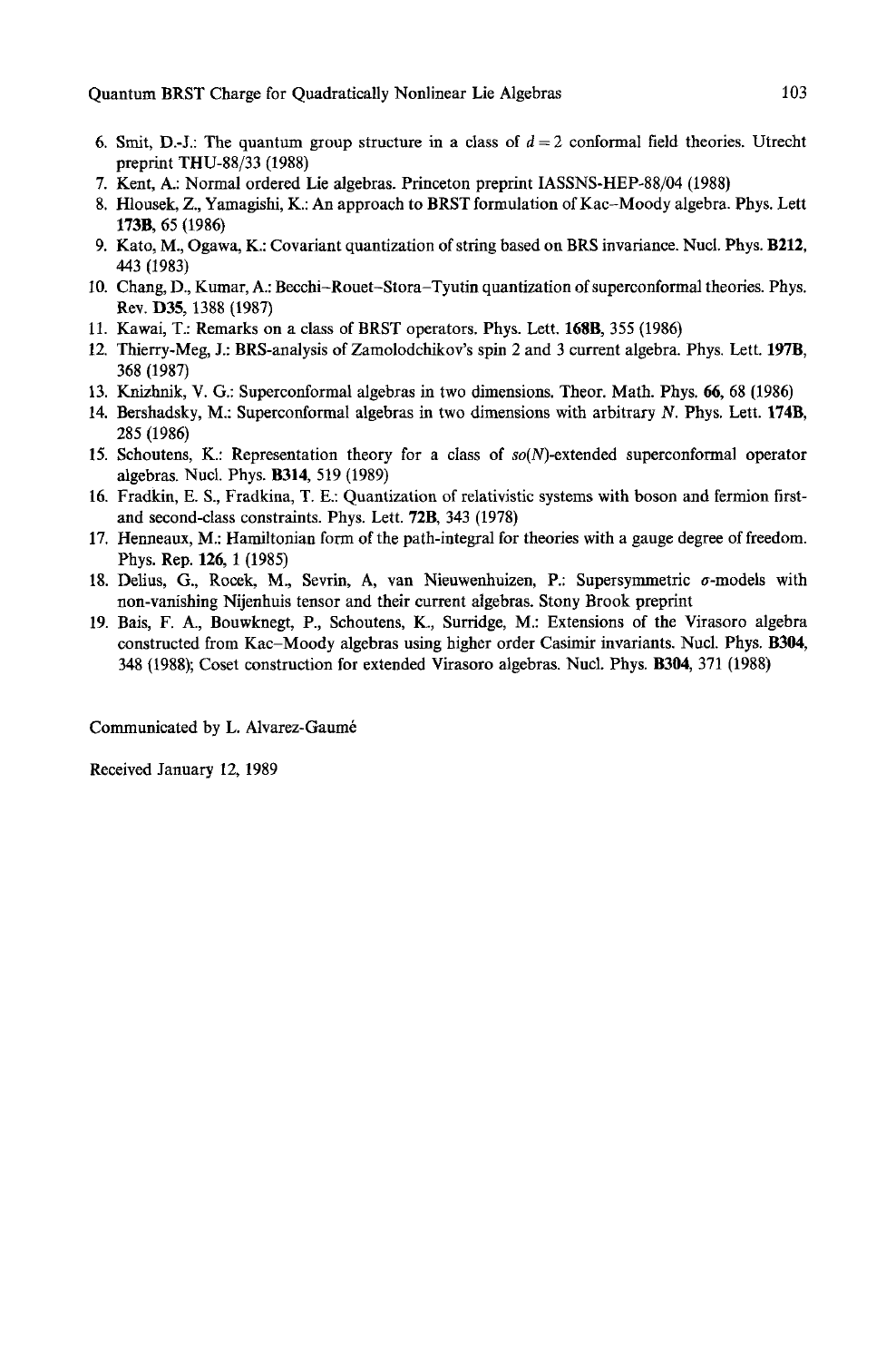6. Smit, D.-J.: The quantum group structure in a class of $d = 2$ conformal field theories. Utrecht preprint THU-88/33 (1988)
7. Kent, A.: Normal ordered Lie algebras. Princeton preprint IASSNS-HEP-88/04 (1988)
8. Hlousek, Z., Yamagishi, K.: An approach to BRST formulation of Kac–Moody algebra. Phys. Lett **173B**, 65 (1986)
9. Kato, M., Ogawa, K.: Covariant quantization of string based on BRS invariance. Nucl. Phys. **B212**, 443 (1983)
10. Chang, D., Kumar, A.: Becchi–Rouet–Stora–Tyutin quantization of superconformal theories. Phys. Rev. **D35**, 1388 (1987)
11. Kawai, T.: Remarks on a class of BRST operators. Phys. Lett. **168B**, 355 (1986)
12. Thierry-Meg, J.: BRS-analysis of Zamolodchikov's spin 2 and 3 current algebra. Phys. Lett. **197B**, 368 (1987)
13. Knizhnik, V. G.: Superconformal algebras in two dimensions. Theor. Math. Phys. **66**, 68 (1986)
14. Bershadsky, M.: Superconformal algebras in two dimensions with arbitrary $N$. Phys. Lett. **174B**, 285 (1986)
15. Schoutens, K.: Representation theory for a class of $so(N)$-extended superconformal operator algebras. Nucl. Phys. **B314**, 519 (1989)
16. Fradkin, E. S., Fradkina, T. E.: Quantization of relativistic systems with boson and fermion first- and second-class constraints. Phys. Lett. **72B**, 343 (1978)
17. Henneaux, M.: Hamiltonian form of the path-integral for theories with a gauge degree of freedom. Phys. Rep. **126**, 1 (1985)
18. Delius, G., Rocek, M., Sevrin, A, van Nieuwenhuizen, P.: Supersymmetric $\sigma$-models with non-vanishing Nijenhuis tensor and their current algebras. Stony Brook preprint
19. Bais, F. A., Bouwknegt, P., Schoutens, K., Surridge, M.: Extensions of the Virasoro algebra constructed from Kac–Moody algebras using higher order Casimir invariants. Nucl. Phys. **B304**, 348 (1988); Coset construction for extended Virasoro algebras. Nucl. Phys. **B304**, 371 (1988)

Communicated by L. Alvarez-Gaumé

Received January 12, 1989